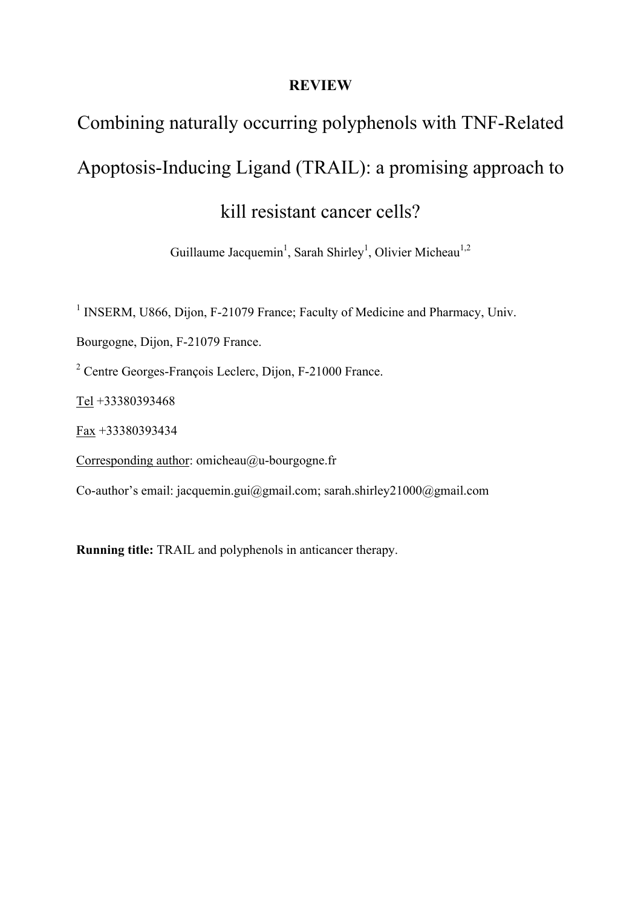**REVIEW**

# Combining naturally occurring polyphenols with TNF-Related Apoptosis-Inducing Ligand (TRAIL): a promising approach to kill resistant cancer cells?

Guillaume Jacquemin[1], Sarah Shirley[1], Olivier Micheau[1,2]

[1] INSERM, U866, Dijon, F-21079 France; Faculty of Medicine and Pharmacy, Univ. Bourgogne, Dijon, F-21079 France.

[2] Centre Georges-François Leclerc, Dijon, F-21000 France.

Tel +33380393468

Fax +33380393434

Corresponding author: omicheau@u-bourgogne.fr

Co-author's email: jacquemin.gui@gmail.com; sarah.shirley21000@gmail.com

**Running title:** TRAIL and polyphenols in anticancer therapy.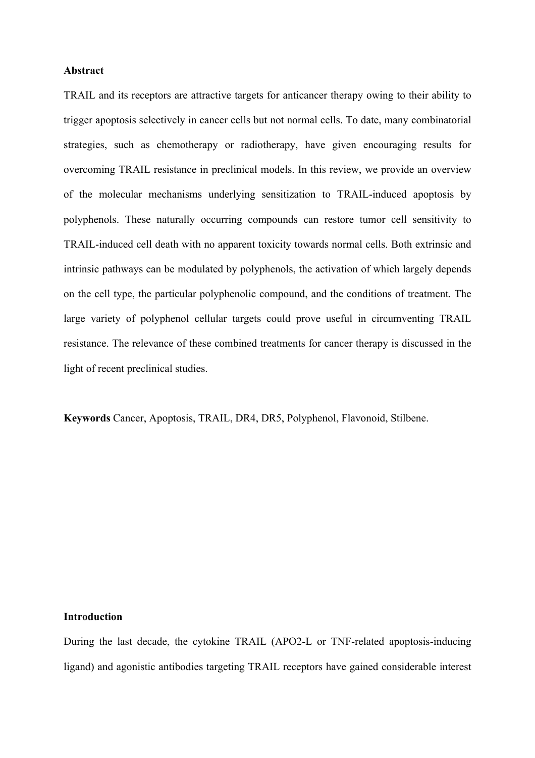**Abstract**

TRAIL and its receptors are attractive targets for anticancer therapy owing to their ability to trigger apoptosis selectively in cancer cells but not normal cells. To date, many combinatorial strategies, such as chemotherapy or radiotherapy, have given encouraging results for overcoming TRAIL resistance in preclinical models. In this review, we provide an overview of the molecular mechanisms underlying sensitization to TRAIL-induced apoptosis by polyphenols. These naturally occurring compounds can restore tumor cell sensitivity to TRAIL-induced cell death with no apparent toxicity towards normal cells. Both extrinsic and intrinsic pathways can be modulated by polyphenols, the activation of which largely depends on the cell type, the particular polyphenolic compound, and the conditions of treatment. The large variety of polyphenol cellular targets could prove useful in circumventing TRAIL resistance. The relevance of these combined treatments for cancer therapy is discussed in the light of recent preclinical studies.

**Keywords** Cancer, Apoptosis, TRAIL, DR4, DR5, Polyphenol, Flavonoid, Stilbene.

**Introduction**

During the last decade, the cytokine TRAIL (APO2-L or TNF-related apoptosis-inducing ligand) and agonistic antibodies targeting TRAIL receptors have gained considerable interest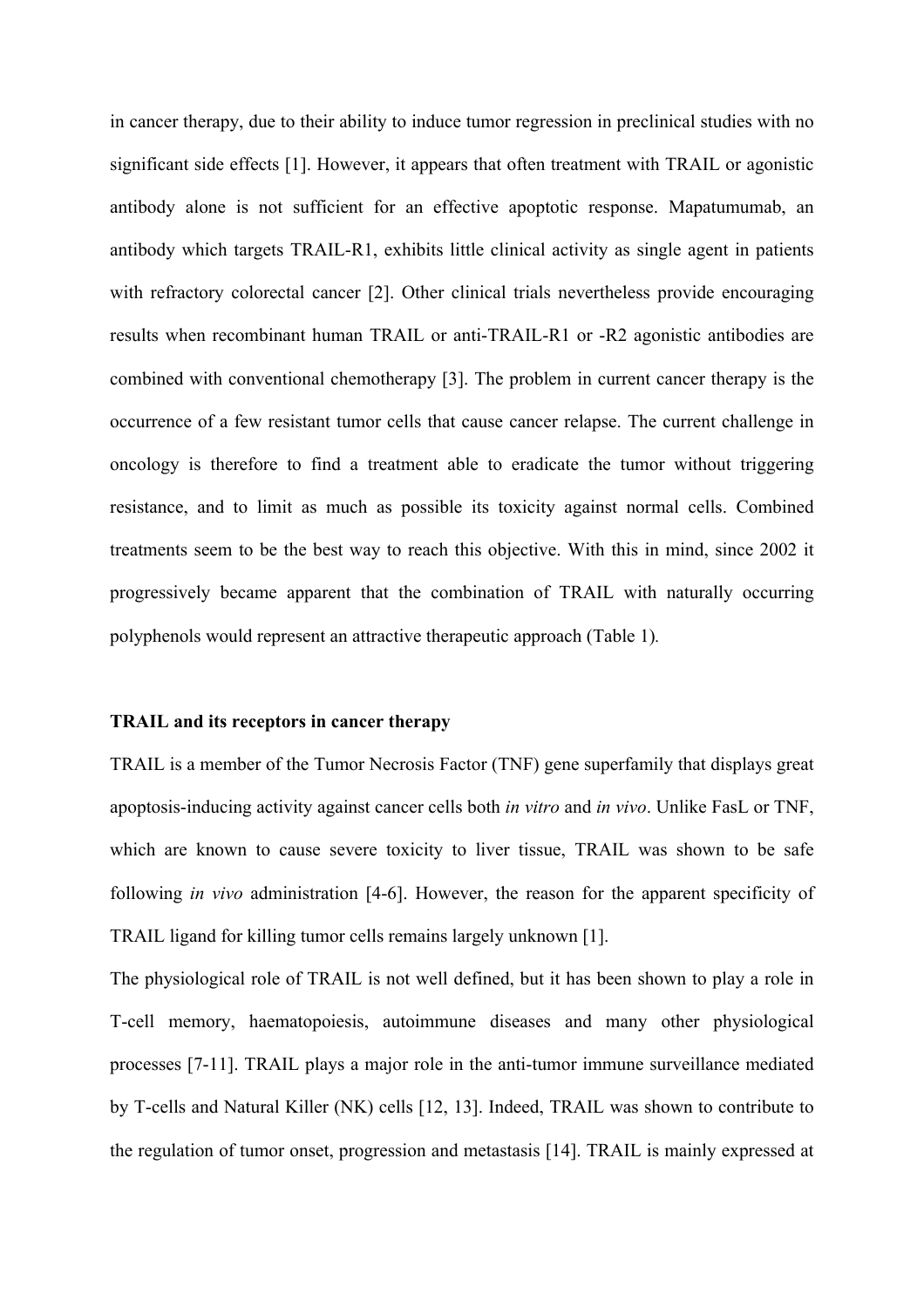in cancer therapy, due to their ability to induce tumor regression in preclinical studies with no significant side effects [1]. However, it appears that often treatment with TRAIL or agonistic antibody alone is not sufficient for an effective apoptotic response. Mapatumumab, an antibody which targets TRAIL-R1, exhibits little clinical activity as single agent in patients with refractory colorectal cancer [2]. Other clinical trials nevertheless provide encouraging results when recombinant human TRAIL or anti-TRAIL-R1 or -R2 agonistic antibodies are combined with conventional chemotherapy [3]. The problem in current cancer therapy is the occurrence of a few resistant tumor cells that cause cancer relapse. The current challenge in oncology is therefore to find a treatment able to eradicate the tumor without triggering resistance, and to limit as much as possible its toxicity against normal cells. Combined treatments seem to be the best way to reach this objective. With this in mind, since 2002 it progressively became apparent that the combination of TRAIL with naturally occurring polyphenols would represent an attractive therapeutic approach (Table 1).

## TRAIL and its receptors in cancer therapy

TRAIL is a member of the Tumor Necrosis Factor (TNF) gene superfamily that displays great apoptosis-inducing activity against cancer cells both *in vitro* and *in vivo*. Unlike FasL or TNF, which are known to cause severe toxicity to liver tissue, TRAIL was shown to be safe following *in vivo* administration [4-6]. However, the reason for the apparent specificity of TRAIL ligand for killing tumor cells remains largely unknown [1].

The physiological role of TRAIL is not well defined, but it has been shown to play a role in T-cell memory, haematopoiesis, autoimmune diseases and many other physiological processes [7-11]. TRAIL plays a major role in the anti-tumor immune surveillance mediated by T-cells and Natural Killer (NK) cells [12, 13]. Indeed, TRAIL was shown to contribute to the regulation of tumor onset, progression and metastasis [14]. TRAIL is mainly expressed at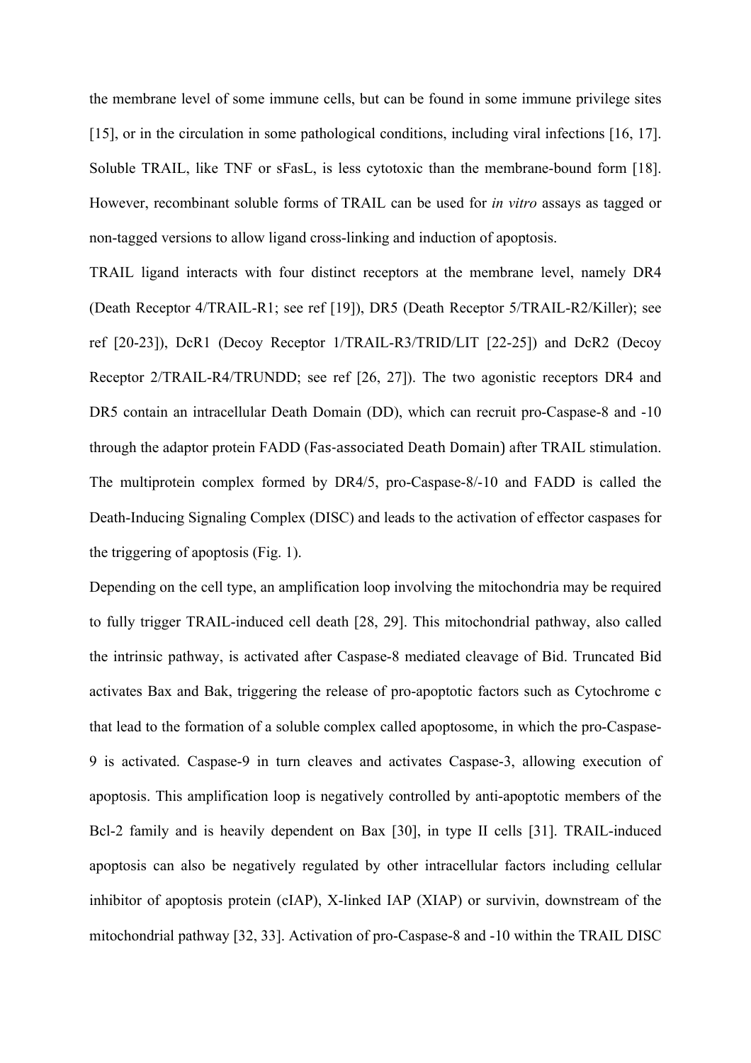the membrane level of some immune cells, but can be found in some immune privilege sites [15], or in the circulation in some pathological conditions, including viral infections [16, 17]. Soluble TRAIL, like TNF or sFasL, is less cytotoxic than the membrane-bound form [18]. However, recombinant soluble forms of TRAIL can be used for *in vitro* assays as tagged or non-tagged versions to allow ligand cross-linking and induction of apoptosis.

TRAIL ligand interacts with four distinct receptors at the membrane level, namely DR4 (Death Receptor 4/TRAIL-R1; see ref [19]), DR5 (Death Receptor 5/TRAIL-R2/Killer); see ref [20-23]), DcR1 (Decoy Receptor 1/TRAIL-R3/TRID/LIT [22-25]) and DcR2 (Decoy Receptor 2/TRAIL-R4/TRUNDD; see ref [26, 27]). The two agonistic receptors DR4 and DR5 contain an intracellular Death Domain (DD), which can recruit pro-Caspase-8 and -10 through the adaptor protein FADD (Fas-associated Death Domain) after TRAIL stimulation. The multiprotein complex formed by DR4/5, pro-Caspase-8/-10 and FADD is called the Death-Inducing Signaling Complex (DISC) and leads to the activation of effector caspases for the triggering of apoptosis (Fig. 1).

Depending on the cell type, an amplification loop involving the mitochondria may be required to fully trigger TRAIL-induced cell death [28, 29]. This mitochondrial pathway, also called the intrinsic pathway, is activated after Caspase-8 mediated cleavage of Bid. Truncated Bid activates Bax and Bak, triggering the release of pro-apoptotic factors such as Cytochrome c that lead to the formation of a soluble complex called apoptosome, in which the pro-Caspase-9 is activated. Caspase-9 in turn cleaves and activates Caspase-3, allowing execution of apoptosis. This amplification loop is negatively controlled by anti-apoptotic members of the Bcl-2 family and is heavily dependent on Bax [30], in type II cells [31]. TRAIL-induced apoptosis can also be negatively regulated by other intracellular factors including cellular inhibitor of apoptosis protein (cIAP), X-linked IAP (XIAP) or survivin, downstream of the mitochondrial pathway [32, 33]. Activation of pro-Caspase-8 and -10 within the TRAIL DISC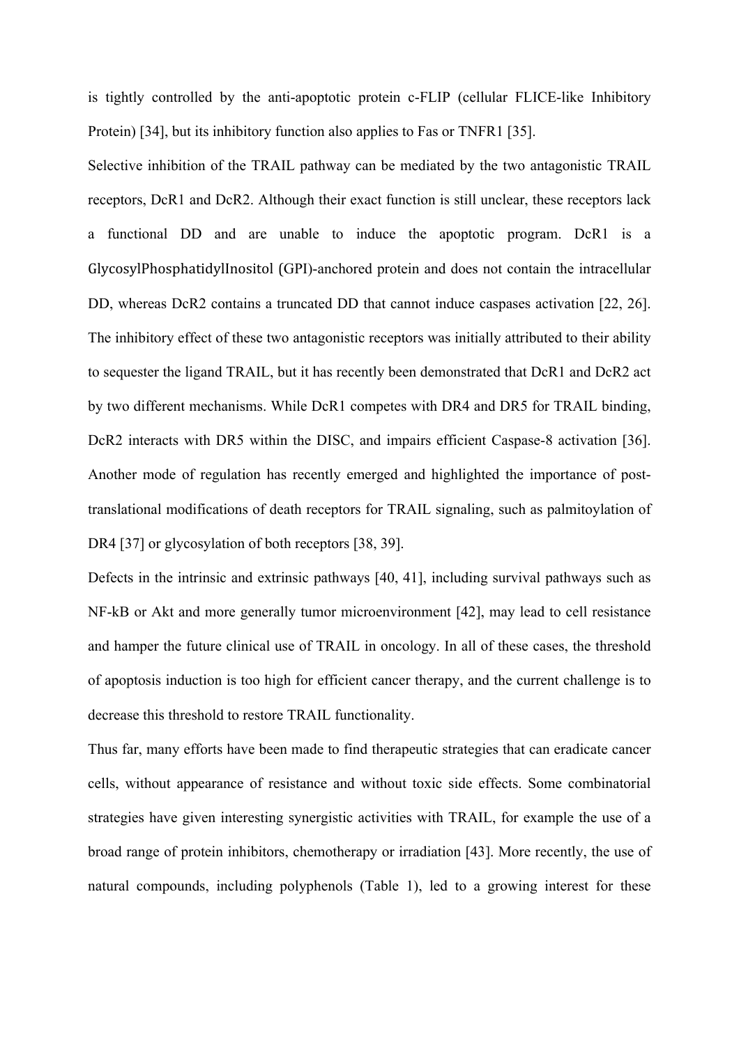is tightly controlled by the anti-apoptotic protein c-FLIP (cellular FLICE-like Inhibitory Protein) [34], but its inhibitory function also applies to Fas or TNFR1 [35].

Selective inhibition of the TRAIL pathway can be mediated by the two antagonistic TRAIL receptors, DcR1 and DcR2. Although their exact function is still unclear, these receptors lack a functional DD and are unable to induce the apoptotic program. DcR1 is a GlycosylPhosphatidylInositol (GPI)-anchored protein and does not contain the intracellular DD, whereas DcR2 contains a truncated DD that cannot induce caspases activation [22, 26]. The inhibitory effect of these two antagonistic receptors was initially attributed to their ability to sequester the ligand TRAIL, but it has recently been demonstrated that DcR1 and DcR2 act by two different mechanisms. While DcR1 competes with DR4 and DR5 for TRAIL binding, DcR2 interacts with DR5 within the DISC, and impairs efficient Caspase-8 activation [36]. Another mode of regulation has recently emerged and highlighted the importance of post-translational modifications of death receptors for TRAIL signaling, such as palmitoylation of DR4 [37] or glycosylation of both receptors [38, 39].

Defects in the intrinsic and extrinsic pathways [40, 41], including survival pathways such as NF-kB or Akt and more generally tumor microenvironment [42], may lead to cell resistance and hamper the future clinical use of TRAIL in oncology. In all of these cases, the threshold of apoptosis induction is too high for efficient cancer therapy, and the current challenge is to decrease this threshold to restore TRAIL functionality.

Thus far, many efforts have been made to find therapeutic strategies that can eradicate cancer cells, without appearance of resistance and without toxic side effects. Some combinatorial strategies have given interesting synergistic activities with TRAIL, for example the use of a broad range of protein inhibitors, chemotherapy or irradiation [43]. More recently, the use of natural compounds, including polyphenols (Table 1), led to a growing interest for these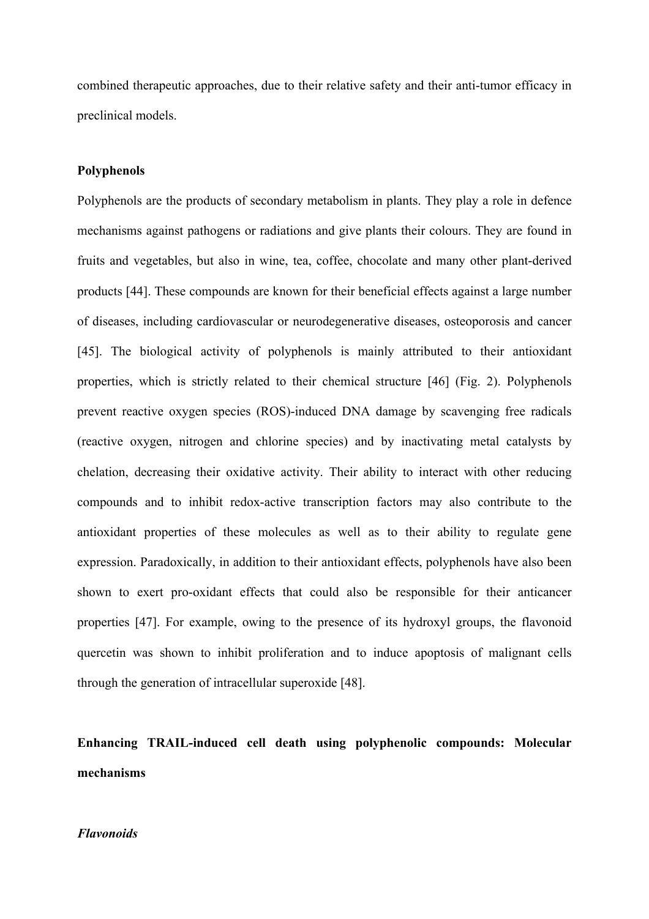combined therapeutic approaches, due to their relative safety and their anti-tumor efficacy in preclinical models.

## Polyphenols

Polyphenols are the products of secondary metabolism in plants. They play a role in defence mechanisms against pathogens or radiations and give plants their colours. They are found in fruits and vegetables, but also in wine, tea, coffee, chocolate and many other plant-derived products [44]. These compounds are known for their beneficial effects against a large number of diseases, including cardiovascular or neurodegenerative diseases, osteoporosis and cancer [45]. The biological activity of polyphenols is mainly attributed to their antioxidant properties, which is strictly related to their chemical structure [46] (Fig. 2). Polyphenols prevent reactive oxygen species (ROS)-induced DNA damage by scavenging free radicals (reactive oxygen, nitrogen and chlorine species) and by inactivating metal catalysts by chelation, decreasing their oxidative activity. Their ability to interact with other reducing compounds and to inhibit redox-active transcription factors may also contribute to the antioxidant properties of these molecules as well as to their ability to regulate gene expression. Paradoxically, in addition to their antioxidant effects, polyphenols have also been shown to exert pro-oxidant effects that could also be responsible for their anticancer properties [47]. For example, owing to the presence of its hydroxyl groups, the flavonoid quercetin was shown to inhibit proliferation and to induce apoptosis of malignant cells through the generation of intracellular superoxide [48].

## Enhancing TRAIL-induced cell death using polyphenolic compounds: Molecular mechanisms

### *Flavonoids*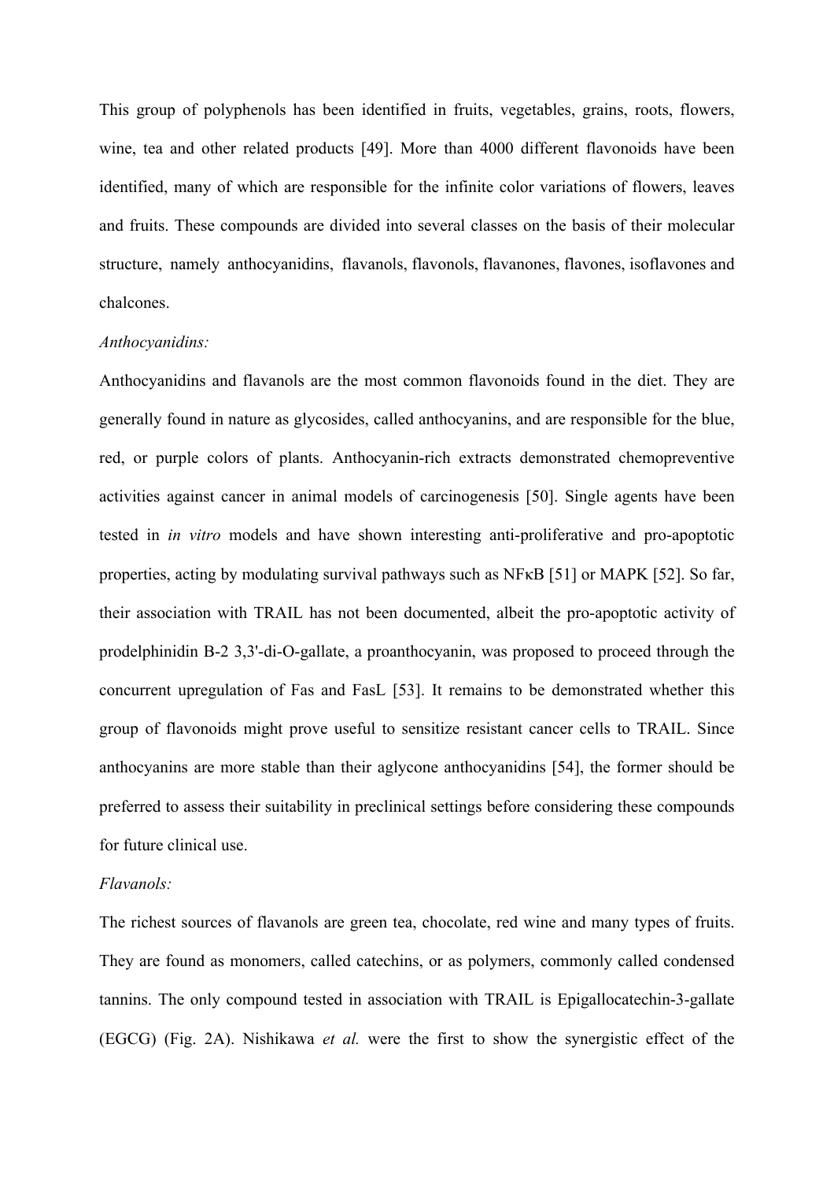This group of polyphenols has been identified in fruits, vegetables, grains, roots, flowers, wine, tea and other related products [49]. More than 4000 different flavonoids have been identified, many of which are responsible for the infinite color variations of flowers, leaves and fruits. These compounds are divided into several classes on the basis of their molecular structure, namely anthocyanidins, flavanols, flavonols, flavanones, flavones, isoflavones and chalcones.

*Anthocyanidins:*

Anthocyanidins and flavanols are the most common flavonoids found in the diet. They are generally found in nature as glycosides, called anthocyanins, and are responsible for the blue, red, or purple colors of plants. Anthocyanin-rich extracts demonstrated chemopreventive activities against cancer in animal models of carcinogenesis [50]. Single agents have been tested in *in vitro* models and have shown interesting anti-proliferative and pro-apoptotic properties, acting by modulating survival pathways such as NFκB [51] or MAPK [52]. So far, their association with TRAIL has not been documented, albeit the pro-apoptotic activity of prodelphinidin B-2 3,3'-di-O-gallate, a proanthocyanin, was proposed to proceed through the concurrent upregulation of Fas and FasL [53]. It remains to be demonstrated whether this group of flavonoids might prove useful to sensitize resistant cancer cells to TRAIL. Since anthocyanins are more stable than their aglycone anthocyanidins [54], the former should be preferred to assess their suitability in preclinical settings before considering these compounds for future clinical use.

*Flavanols:*

The richest sources of flavanols are green tea, chocolate, red wine and many types of fruits. They are found as monomers, called catechins, or as polymers, commonly called condensed tannins. The only compound tested in association with TRAIL is Epigallocatechin-3-gallate (EGCG) (Fig. 2A). Nishikawa *et al.* were the first to show the synergistic effect of the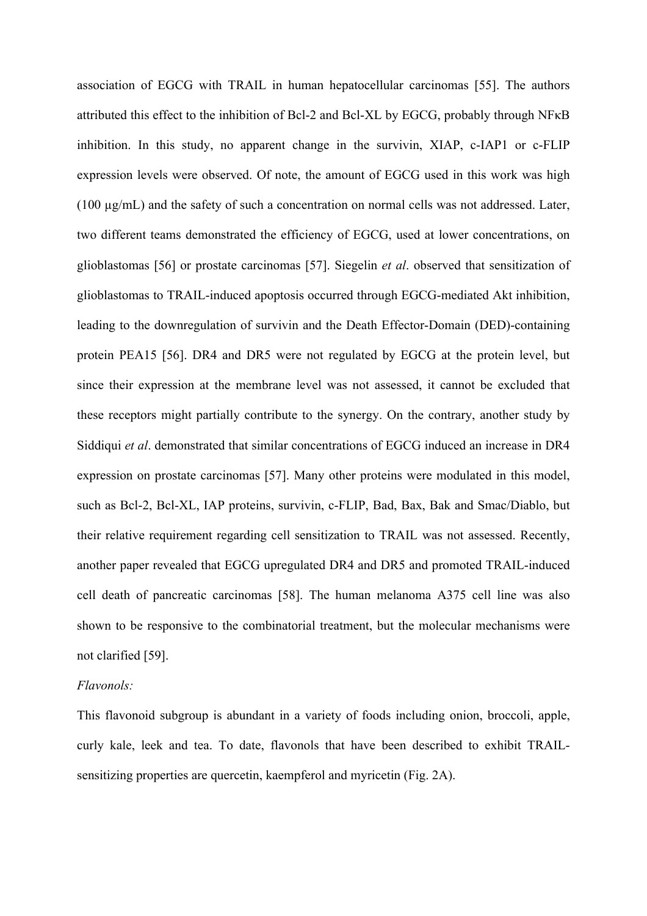association of EGCG with TRAIL in human hepatocellular carcinomas [55]. The authors attributed this effect to the inhibition of Bcl-2 and Bcl-XL by EGCG, probably through NFκB inhibition. In this study, no apparent change in the survivin, XIAP, c-IAP1 or c-FLIP expression levels were observed. Of note, the amount of EGCG used in this work was high (100 µg/mL) and the safety of such a concentration on normal cells was not addressed. Later, two different teams demonstrated the efficiency of EGCG, used at lower concentrations, on glioblastomas [56] or prostate carcinomas [57]. Siegelin *et al*. observed that sensitization of glioblastomas to TRAIL-induced apoptosis occurred through EGCG-mediated Akt inhibition, leading to the downregulation of survivin and the Death Effector-Domain (DED)-containing protein PEA15 [56]. DR4 and DR5 were not regulated by EGCG at the protein level, but since their expression at the membrane level was not assessed, it cannot be excluded that these receptors might partially contribute to the synergy. On the contrary, another study by Siddiqui *et al*. demonstrated that similar concentrations of EGCG induced an increase in DR4 expression on prostate carcinomas [57]. Many other proteins were modulated in this model, such as Bcl-2, Bcl-XL, IAP proteins, survivin, c-FLIP, Bad, Bax, Bak and Smac/Diablo, but their relative requirement regarding cell sensitization to TRAIL was not assessed. Recently, another paper revealed that EGCG upregulated DR4 and DR5 and promoted TRAIL-induced cell death of pancreatic carcinomas [58]. The human melanoma A375 cell line was also shown to be responsive to the combinatorial treatment, but the molecular mechanisms were not clarified [59].

*Flavonols:*

This flavonoid subgroup is abundant in a variety of foods including onion, broccoli, apple, curly kale, leek and tea. To date, flavonols that have been described to exhibit TRAIL-sensitizing properties are quercetin, kaempferol and myricetin (Fig. 2A).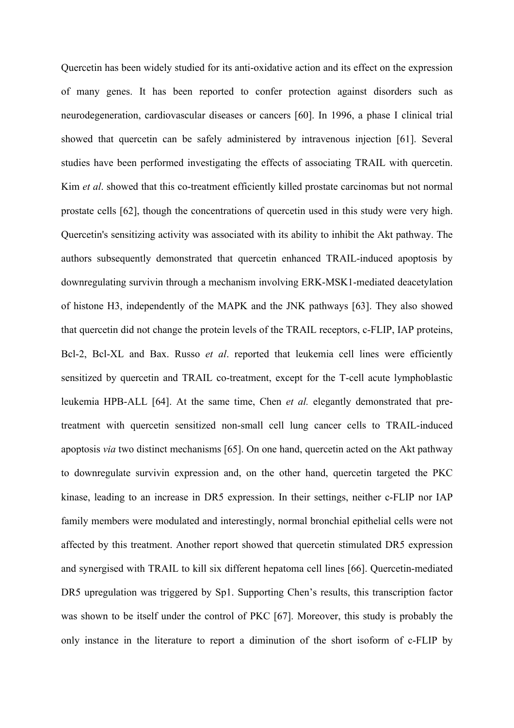Quercetin has been widely studied for its anti-oxidative action and its effect on the expression of many genes. It has been reported to confer protection against disorders such as neurodegeneration, cardiovascular diseases or cancers [60]. In 1996, a phase I clinical trial showed that quercetin can be safely administered by intravenous injection [61]. Several studies have been performed investigating the effects of associating TRAIL with quercetin. Kim *et al*. showed that this co-treatment efficiently killed prostate carcinomas but not normal prostate cells [62], though the concentrations of quercetin used in this study were very high. Quercetin's sensitizing activity was associated with its ability to inhibit the Akt pathway. The authors subsequently demonstrated that quercetin enhanced TRAIL-induced apoptosis by downregulating survivin through a mechanism involving ERK-MSK1-mediated deacetylation of histone H3, independently of the MAPK and the JNK pathways [63]. They also showed that quercetin did not change the protein levels of the TRAIL receptors, c-FLIP, IAP proteins, Bcl-2, Bcl-XL and Bax. Russo *et al*. reported that leukemia cell lines were efficiently sensitized by quercetin and TRAIL co-treatment, except for the T-cell acute lymphoblastic leukemia HPB-ALL [64]. At the same time, Chen *et al.* elegantly demonstrated that pre-treatment with quercetin sensitized non-small cell lung cancer cells to TRAIL-induced apoptosis *via* two distinct mechanisms [65]. On one hand, quercetin acted on the Akt pathway to downregulate survivin expression and, on the other hand, quercetin targeted the PKC kinase, leading to an increase in DR5 expression. In their settings, neither c-FLIP nor IAP family members were modulated and interestingly, normal bronchial epithelial cells were not affected by this treatment. Another report showed that quercetin stimulated DR5 expression and synergised with TRAIL to kill six different hepatoma cell lines [66]. Quercetin-mediated DR5 upregulation was triggered by Sp1. Supporting Chen's results, this transcription factor was shown to be itself under the control of PKC [67]. Moreover, this study is probably the only instance in the literature to report a diminution of the short isoform of c-FLIP by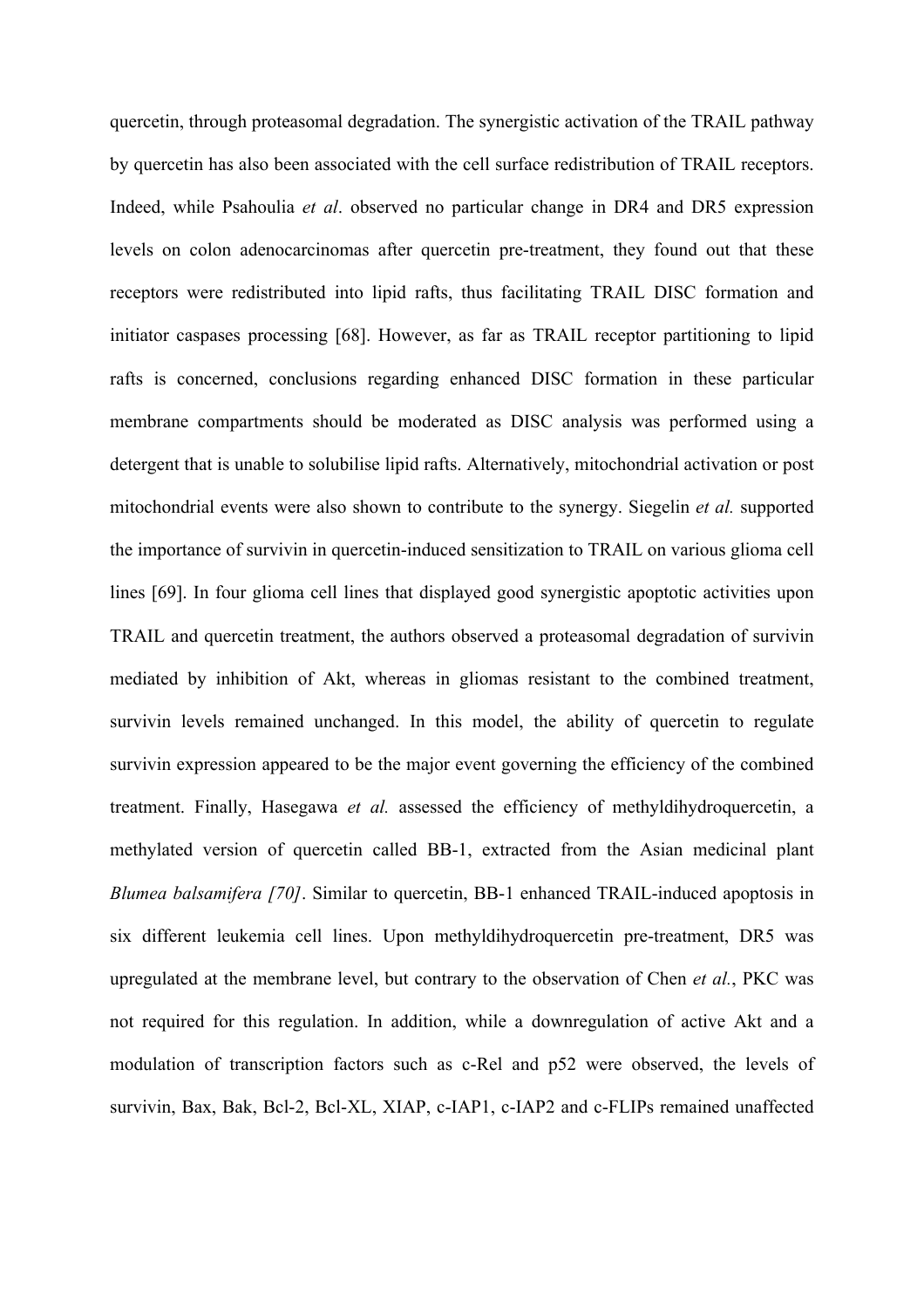quercetin, through proteasomal degradation. The synergistic activation of the TRAIL pathway by quercetin has also been associated with the cell surface redistribution of TRAIL receptors. Indeed, while Psahoulia *et al*. observed no particular change in DR4 and DR5 expression levels on colon adenocarcinomas after quercetin pre-treatment, they found out that these receptors were redistributed into lipid rafts, thus facilitating TRAIL DISC formation and initiator caspases processing [68]. However, as far as TRAIL receptor partitioning to lipid rafts is concerned, conclusions regarding enhanced DISC formation in these particular membrane compartments should be moderated as DISC analysis was performed using a detergent that is unable to solubilise lipid rafts. Alternatively, mitochondrial activation or post mitochondrial events were also shown to contribute to the synergy. Siegelin *et al.* supported the importance of survivin in quercetin-induced sensitization to TRAIL on various glioma cell lines [69]. In four glioma cell lines that displayed good synergistic apoptotic activities upon TRAIL and quercetin treatment, the authors observed a proteasomal degradation of survivin mediated by inhibition of Akt, whereas in gliomas resistant to the combined treatment, survivin levels remained unchanged. In this model, the ability of quercetin to regulate survivin expression appeared to be the major event governing the efficiency of the combined treatment. Finally, Hasegawa *et al.* assessed the efficiency of methyldihydroquercetin, a methylated version of quercetin called BB-1, extracted from the Asian medicinal plant *Blumea balsamifera [70]*. Similar to quercetin, BB-1 enhanced TRAIL-induced apoptosis in six different leukemia cell lines. Upon methyldihydroquercetin pre-treatment, DR5 was upregulated at the membrane level, but contrary to the observation of Chen *et al.*, PKC was not required for this regulation. In addition, while a downregulation of active Akt and a modulation of transcription factors such as c-Rel and p52 were observed, the levels of survivin, Bax, Bak, Bcl-2, Bcl-XL, XIAP, c-IAP1, c-IAP2 and c-FLIPs remained unaffected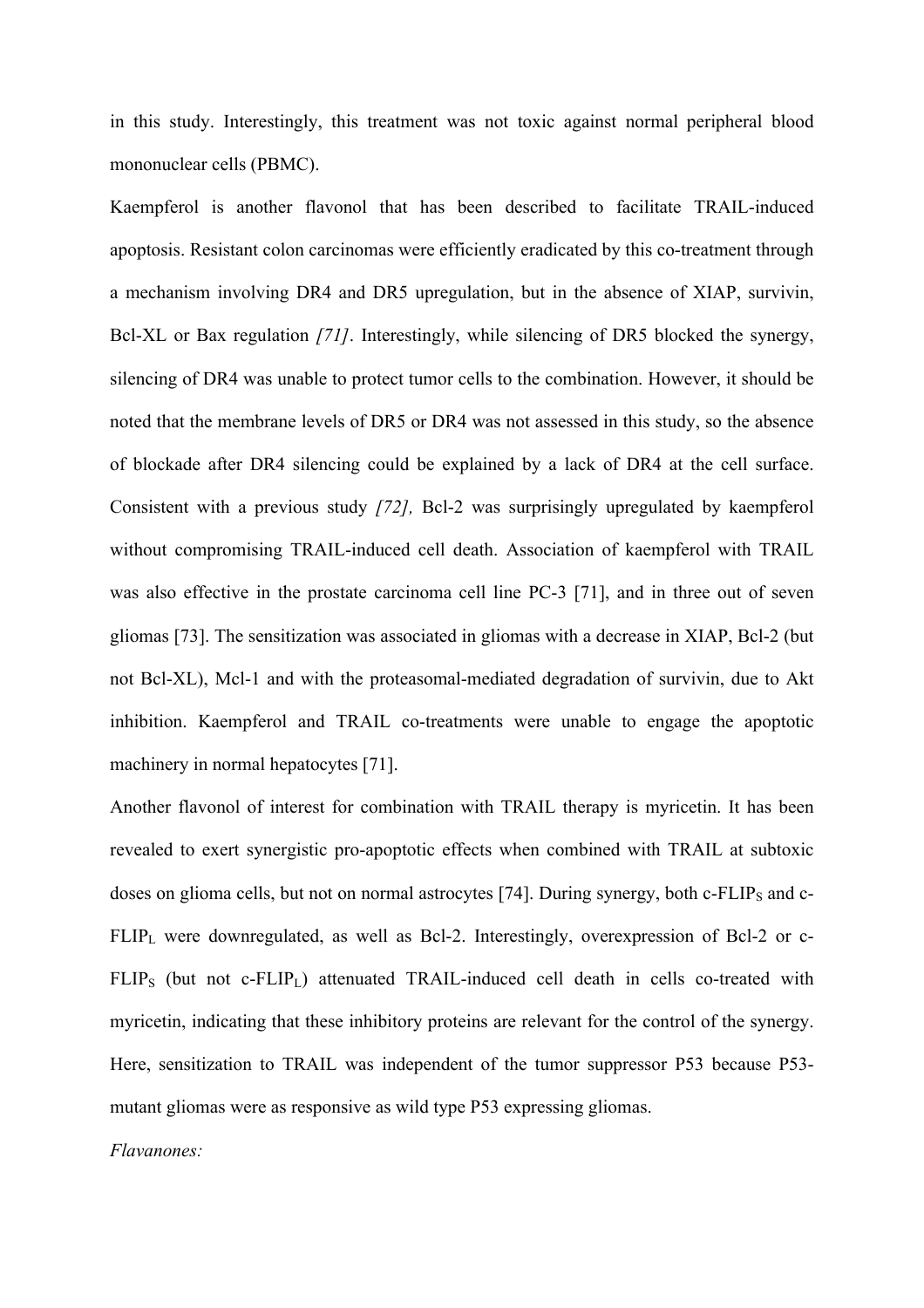in this study. Interestingly, this treatment was not toxic against normal peripheral blood mononuclear cells (PBMC).

Kaempferol is another flavonol that has been described to facilitate TRAIL-induced apoptosis. Resistant colon carcinomas were efficiently eradicated by this co-treatment through a mechanism involving DR4 and DR5 upregulation, but in the absence of XIAP, survivin, Bcl-XL or Bax regulation *[71]*. Interestingly, while silencing of DR5 blocked the synergy, silencing of DR4 was unable to protect tumor cells to the combination. However, it should be noted that the membrane levels of DR5 or DR4 was not assessed in this study, so the absence of blockade after DR4 silencing could be explained by a lack of DR4 at the cell surface. Consistent with a previous study *[72],* Bcl-2 was surprisingly upregulated by kaempferol without compromising TRAIL-induced cell death. Association of kaempferol with TRAIL was also effective in the prostate carcinoma cell line PC-3 [71], and in three out of seven gliomas [73]. The sensitization was associated in gliomas with a decrease in XIAP, Bcl-2 (but not Bcl-XL), Mcl-1 and with the proteasomal-mediated degradation of survivin, due to Akt inhibition. Kaempferol and TRAIL co-treatments were unable to engage the apoptotic machinery in normal hepatocytes [71].

Another flavonol of interest for combination with TRAIL therapy is myricetin. It has been revealed to exert synergistic pro-apoptotic effects when combined with TRAIL at subtoxic doses on glioma cells, but not on normal astrocytes [74]. During synergy, both c-FLIP$_S$ and c-FLIP$_L$ were downregulated, as well as Bcl-2. Interestingly, overexpression of Bcl-2 or c-FLIP$_S$ (but not c-FLIP$_L$) attenuated TRAIL-induced cell death in cells co-treated with myricetin, indicating that these inhibitory proteins are relevant for the control of the synergy. Here, sensitization to TRAIL was independent of the tumor suppressor P53 because P53-mutant gliomas were as responsive as wild type P53 expressing gliomas.

*Flavanones:*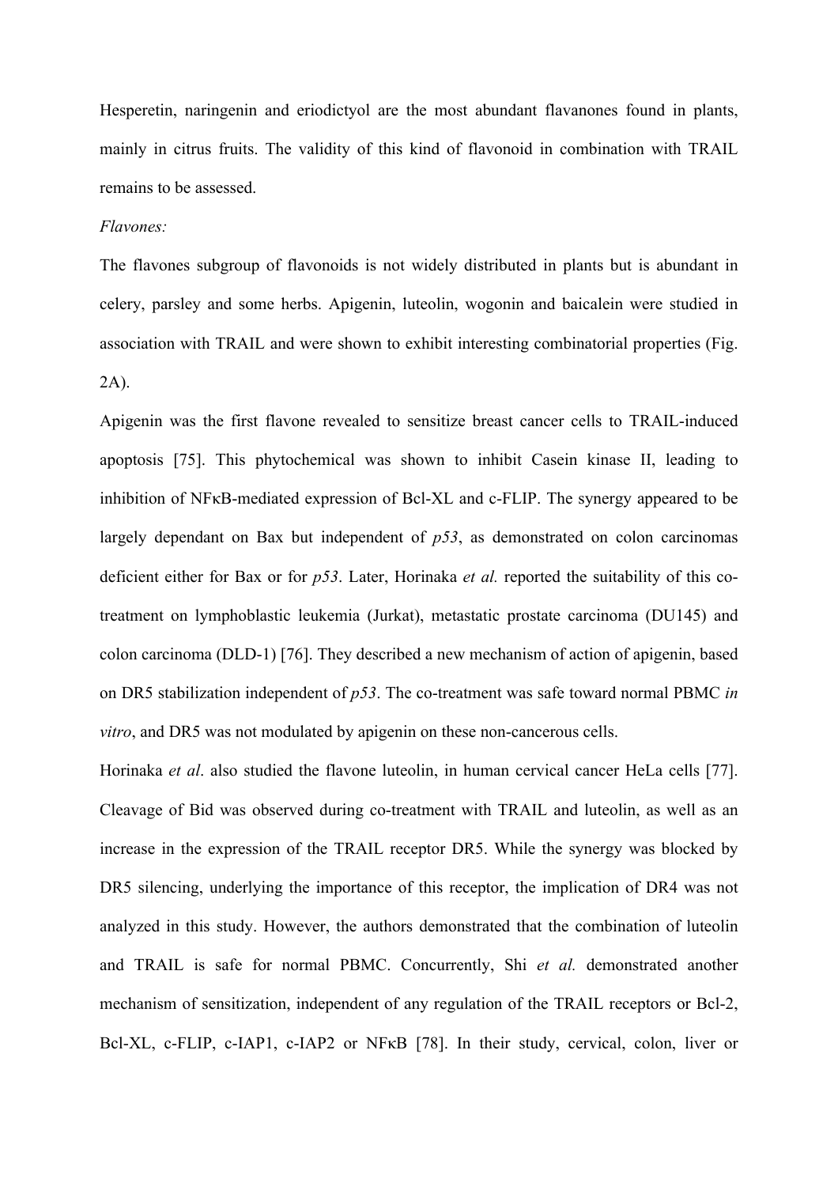Hesperetin, naringenin and eriodictyol are the most abundant flavanones found in plants, mainly in citrus fruits. The validity of this kind of flavonoid in combination with TRAIL remains to be assessed.

*Flavones:*

The flavones subgroup of flavonoids is not widely distributed in plants but is abundant in celery, parsley and some herbs. Apigenin, luteolin, wogonin and baicalein were studied in association with TRAIL and were shown to exhibit interesting combinatorial properties (Fig. 2A).

Apigenin was the first flavone revealed to sensitize breast cancer cells to TRAIL-induced apoptosis [75]. This phytochemical was shown to inhibit Casein kinase II, leading to inhibition of NFκB-mediated expression of Bcl-XL and c-FLIP. The synergy appeared to be largely dependant on Bax but independent of *p53*, as demonstrated on colon carcinomas deficient either for Bax or for *p53*. Later, Horinaka *et al.* reported the suitability of this co-treatment on lymphoblastic leukemia (Jurkat), metastatic prostate carcinoma (DU145) and colon carcinoma (DLD-1) [76]. They described a new mechanism of action of apigenin, based on DR5 stabilization independent of *p53*. The co-treatment was safe toward normal PBMC *in vitro*, and DR5 was not modulated by apigenin on these non-cancerous cells.

Horinaka *et al*. also studied the flavone luteolin, in human cervical cancer HeLa cells [77]. Cleavage of Bid was observed during co-treatment with TRAIL and luteolin, as well as an increase in the expression of the TRAIL receptor DR5. While the synergy was blocked by DR5 silencing, underlying the importance of this receptor, the implication of DR4 was not analyzed in this study. However, the authors demonstrated that the combination of luteolin and TRAIL is safe for normal PBMC. Concurrently, Shi *et al.* demonstrated another mechanism of sensitization, independent of any regulation of the TRAIL receptors or Bcl-2, Bcl-XL, c-FLIP, c-IAP1, c-IAP2 or NFκB [78]. In their study, cervical, colon, liver or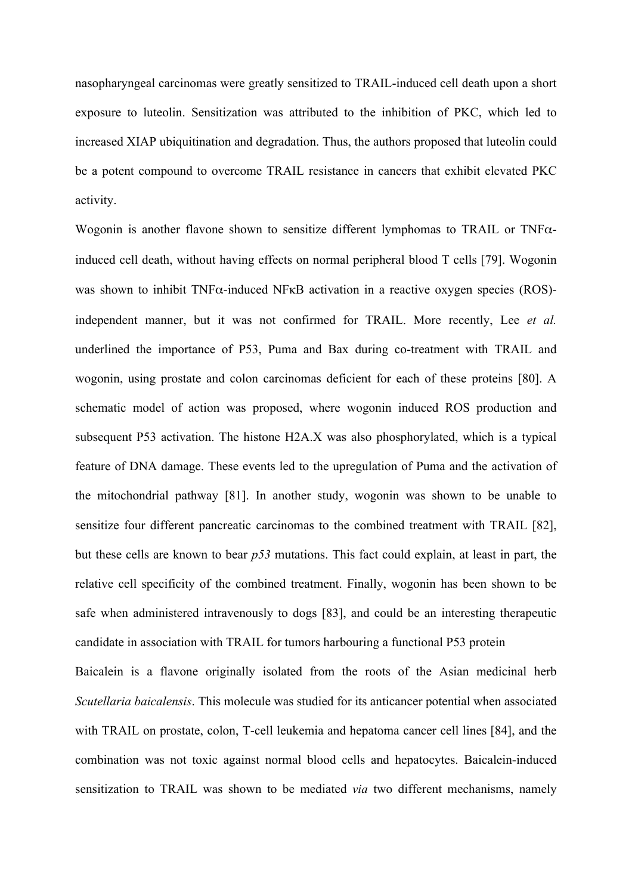nasopharyngeal carcinomas were greatly sensitized to TRAIL-induced cell death upon a short exposure to luteolin. Sensitization was attributed to the inhibition of PKC, which led to increased XIAP ubiquitination and degradation. Thus, the authors proposed that luteolin could be a potent compound to overcome TRAIL resistance in cancers that exhibit elevated PKC activity.

Wogonin is another flavone shown to sensitize different lymphomas to TRAIL or TNF$\alpha$-induced cell death, without having effects on normal peripheral blood T cells [79]. Wogonin was shown to inhibit TNF$\alpha$-induced NF$\kappa$B activation in a reactive oxygen species (ROS)-independent manner, but it was not confirmed for TRAIL. More recently, Lee *et al.* underlined the importance of P53, Puma and Bax during co-treatment with TRAIL and wogonin, using prostate and colon carcinomas deficient for each of these proteins [80]. A schematic model of action was proposed, where wogonin induced ROS production and subsequent P53 activation. The histone H2A.X was also phosphorylated, which is a typical feature of DNA damage. These events led to the upregulation of Puma and the activation of the mitochondrial pathway [81]. In another study, wogonin was shown to be unable to sensitize four different pancreatic carcinomas to the combined treatment with TRAIL [82], but these cells are known to bear *p53* mutations. This fact could explain, at least in part, the relative cell specificity of the combined treatment. Finally, wogonin has been shown to be safe when administered intravenously to dogs [83], and could be an interesting therapeutic candidate in association with TRAIL for tumors harbouring a functional P53 protein

Baicalein is a flavone originally isolated from the roots of the Asian medicinal herb *Scutellaria baicalensis*. This molecule was studied for its anticancer potential when associated with TRAIL on prostate, colon, T-cell leukemia and hepatoma cancer cell lines [84], and the combination was not toxic against normal blood cells and hepatocytes. Baicalein-induced sensitization to TRAIL was shown to be mediated *via* two different mechanisms, namely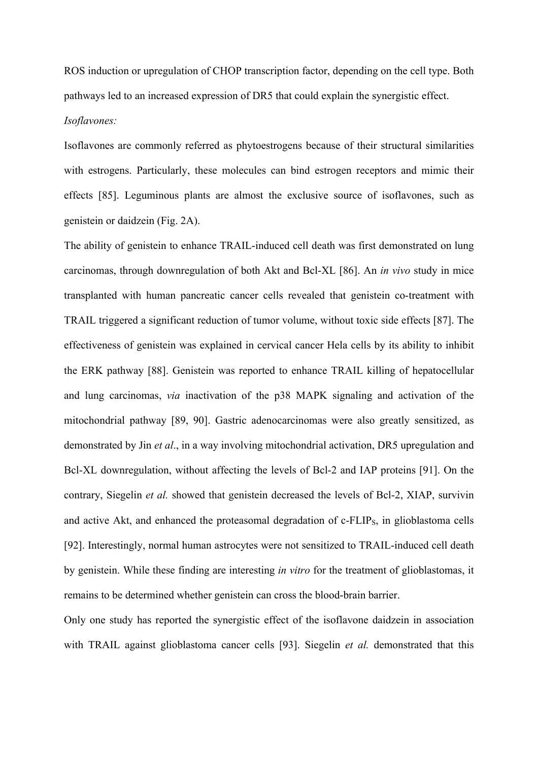ROS induction or upregulation of CHOP transcription factor, depending on the cell type. Both pathways led to an increased expression of DR5 that could explain the synergistic effect.

*Isoflavones:*

Isoflavones are commonly referred as phytoestrogens because of their structural similarities with estrogens. Particularly, these molecules can bind estrogen receptors and mimic their effects [85]. Leguminous plants are almost the exclusive source of isoflavones, such as genistein or daidzein (Fig. 2A).

The ability of genistein to enhance TRAIL-induced cell death was first demonstrated on lung carcinomas, through downregulation of both Akt and Bcl-XL [86]. An *in vivo* study in mice transplanted with human pancreatic cancer cells revealed that genistein co-treatment with TRAIL triggered a significant reduction of tumor volume, without toxic side effects [87]. The effectiveness of genistein was explained in cervical cancer Hela cells by its ability to inhibit the ERK pathway [88]. Genistein was reported to enhance TRAIL killing of hepatocellular and lung carcinomas, *via* inactivation of the p38 MAPK signaling and activation of the mitochondrial pathway [89, 90]. Gastric adenocarcinomas were also greatly sensitized, as demonstrated by Jin *et al*., in a way involving mitochondrial activation, DR5 upregulation and Bcl-XL downregulation, without affecting the levels of Bcl-2 and IAP proteins [91]. On the contrary, Siegelin *et al.* showed that genistein decreased the levels of Bcl-2, XIAP, survivin and active Akt, and enhanced the proteasomal degradation of c-FLIP$_S$, in glioblastoma cells [92]. Interestingly, normal human astrocytes were not sensitized to TRAIL-induced cell death by genistein. While these finding are interesting *in vitro* for the treatment of glioblastomas, it remains to be determined whether genistein can cross the blood-brain barrier.

Only one study has reported the synergistic effect of the isoflavone daidzein in association with TRAIL against glioblastoma cancer cells [93]. Siegelin *et al.* demonstrated that this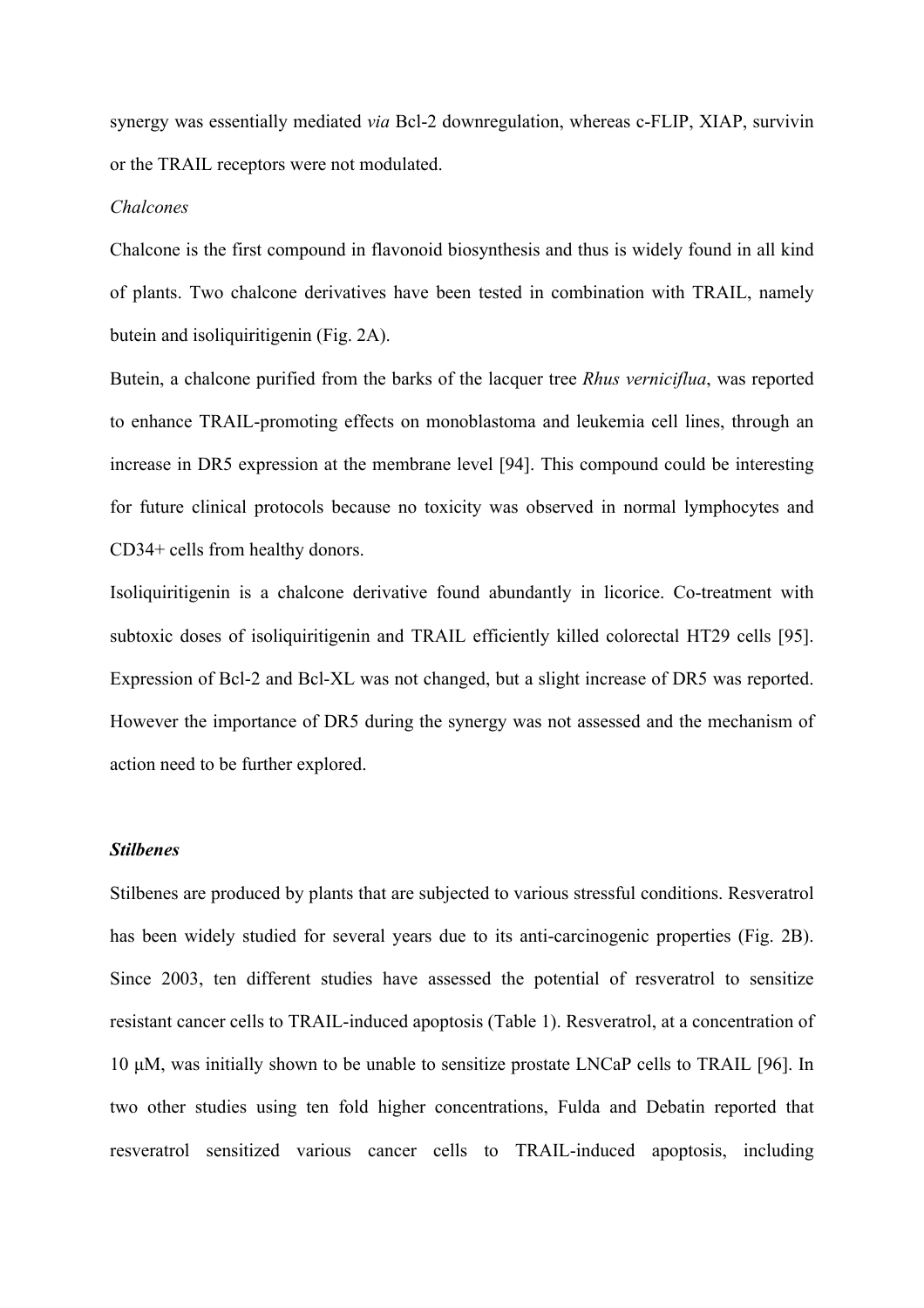synergy was essentially mediated *via* Bcl-2 downregulation, whereas c-FLIP, XIAP, survivin or the TRAIL receptors were not modulated.

*Chalcones*

Chalcone is the first compound in flavonoid biosynthesis and thus is widely found in all kind of plants. Two chalcone derivatives have been tested in combination with TRAIL, namely butein and isoliquiritigenin (Fig. 2A).

Butein, a chalcone purified from the barks of the lacquer tree *Rhus verniciflua*, was reported to enhance TRAIL-promoting effects on monoblastoma and leukemia cell lines, through an increase in DR5 expression at the membrane level [94]. This compound could be interesting for future clinical protocols because no toxicity was observed in normal lymphocytes and CD34+ cells from healthy donors.

Isoliquiritigenin is a chalcone derivative found abundantly in licorice. Co-treatment with subtoxic doses of isoliquiritigenin and TRAIL efficiently killed colorectal HT29 cells [95]. Expression of Bcl-2 and Bcl-XL was not changed, but a slight increase of DR5 was reported. However the importance of DR5 during the synergy was not assessed and the mechanism of action need to be further explored.

### *Stilbenes*

Stilbenes are produced by plants that are subjected to various stressful conditions. Resveratrol has been widely studied for several years due to its anti-carcinogenic properties (Fig. 2B). Since 2003, ten different studies have assessed the potential of resveratrol to sensitize resistant cancer cells to TRAIL-induced apoptosis (Table 1). Resveratrol, at a concentration of 10 μM, was initially shown to be unable to sensitize prostate LNCaP cells to TRAIL [96]. In two other studies using ten fold higher concentrations, Fulda and Debatin reported that resveratrol sensitized various cancer cells to TRAIL-induced apoptosis, including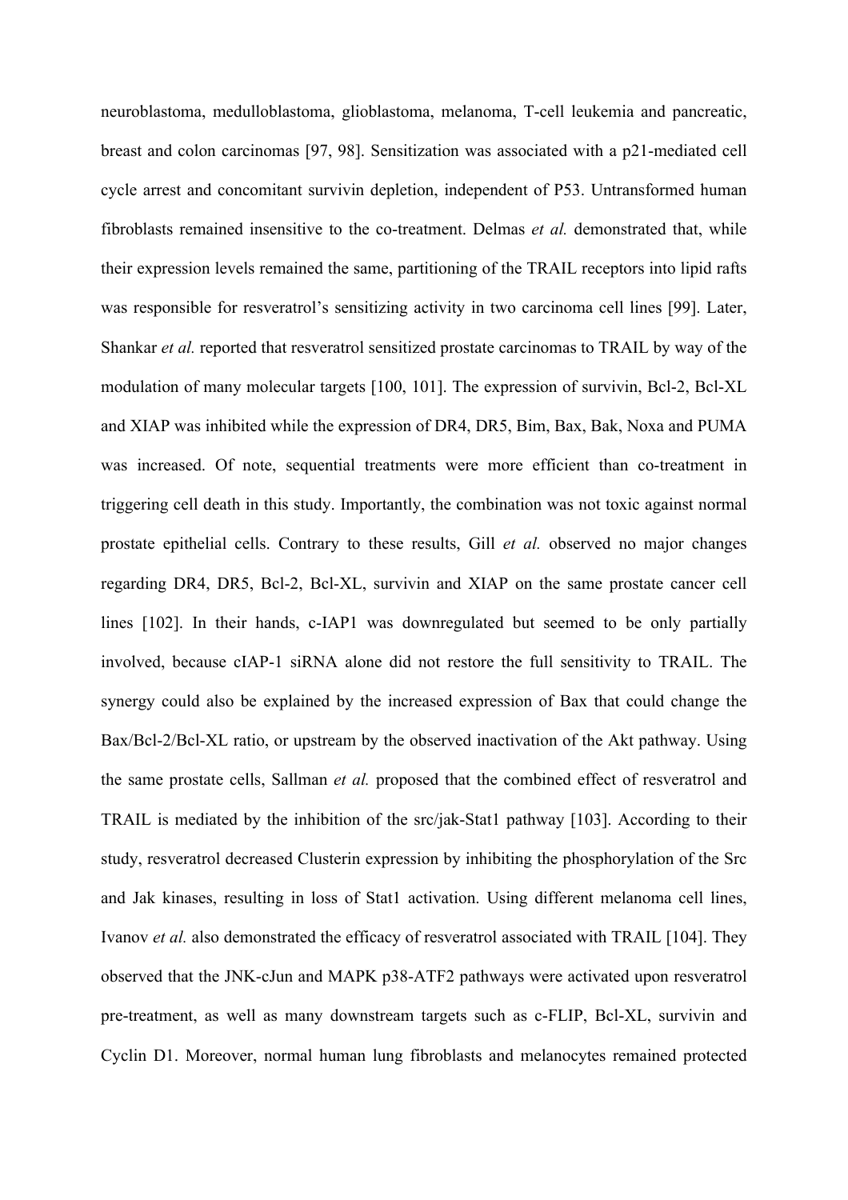neuroblastoma, medulloblastoma, glioblastoma, melanoma, T-cell leukemia and pancreatic, breast and colon carcinomas [97, 98]. Sensitization was associated with a p21-mediated cell cycle arrest and concomitant survivin depletion, independent of P53. Untransformed human fibroblasts remained insensitive to the co-treatment. Delmas *et al.* demonstrated that, while their expression levels remained the same, partitioning of the TRAIL receptors into lipid rafts was responsible for resveratrol's sensitizing activity in two carcinoma cell lines [99]. Later, Shankar *et al.* reported that resveratrol sensitized prostate carcinomas to TRAIL by way of the modulation of many molecular targets [100, 101]. The expression of survivin, Bcl-2, Bcl-XL and XIAP was inhibited while the expression of DR4, DR5, Bim, Bax, Bak, Noxa and PUMA was increased. Of note, sequential treatments were more efficient than co-treatment in triggering cell death in this study. Importantly, the combination was not toxic against normal prostate epithelial cells. Contrary to these results, Gill *et al.* observed no major changes regarding DR4, DR5, Bcl-2, Bcl-XL, survivin and XIAP on the same prostate cancer cell lines [102]. In their hands, c-IAP1 was downregulated but seemed to be only partially involved, because cIAP-1 siRNA alone did not restore the full sensitivity to TRAIL. The synergy could also be explained by the increased expression of Bax that could change the Bax/Bcl-2/Bcl-XL ratio, or upstream by the observed inactivation of the Akt pathway. Using the same prostate cells, Sallman *et al.* proposed that the combined effect of resveratrol and TRAIL is mediated by the inhibition of the src/jak-Stat1 pathway [103]. According to their study, resveratrol decreased Clusterin expression by inhibiting the phosphorylation of the Src and Jak kinases, resulting in loss of Stat1 activation. Using different melanoma cell lines, Ivanov *et al.* also demonstrated the efficacy of resveratrol associated with TRAIL [104]. They observed that the JNK-cJun and MAPK p38-ATF2 pathways were activated upon resveratrol pre-treatment, as well as many downstream targets such as c-FLIP, Bcl-XL, survivin and Cyclin D1. Moreover, normal human lung fibroblasts and melanocytes remained protected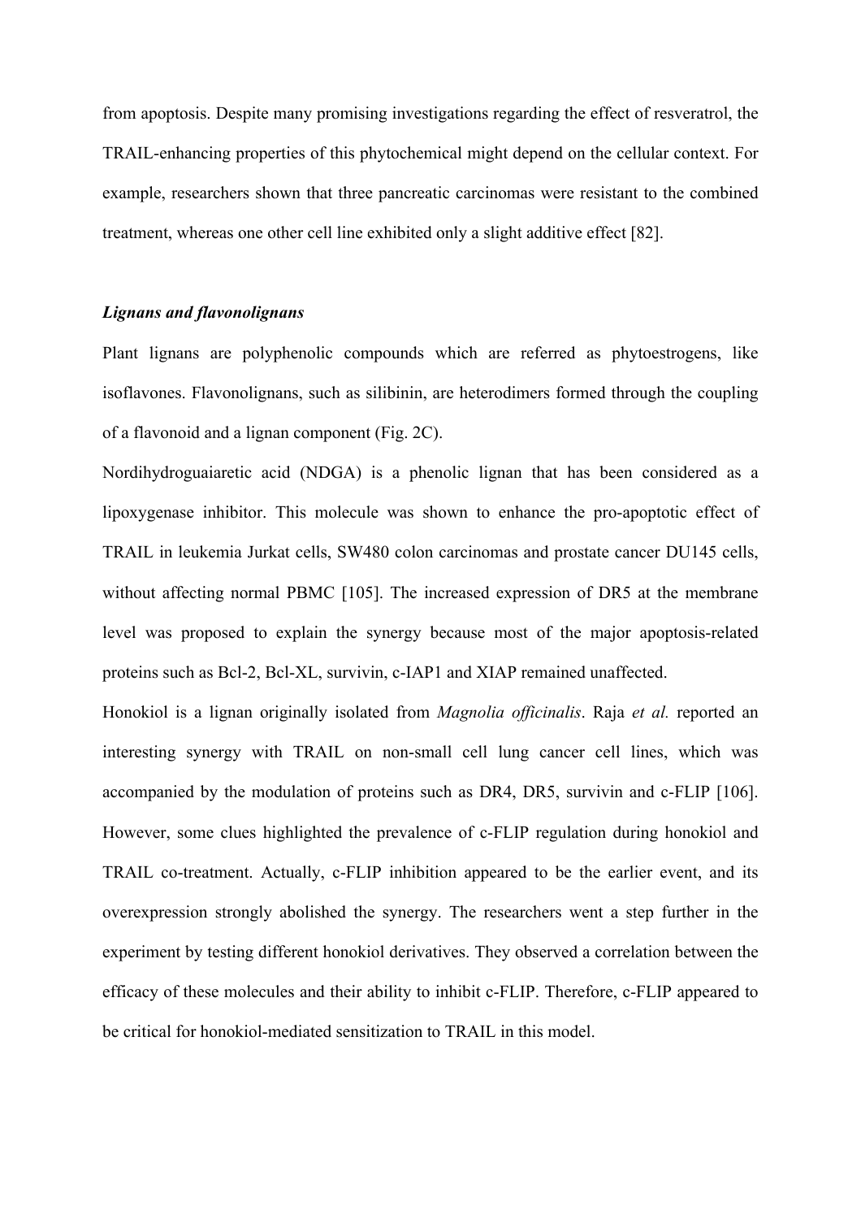from apoptosis. Despite many promising investigations regarding the effect of resveratrol, the TRAIL-enhancing properties of this phytochemical might depend on the cellular context. For example, researchers shown that three pancreatic carcinomas were resistant to the combined treatment, whereas one other cell line exhibited only a slight additive effect [82].

### *Lignans and flavonolignans*

Plant lignans are polyphenolic compounds which are referred as phytoestrogens, like isoflavones. Flavonolignans, such as silibinin, are heterodimers formed through the coupling of a flavonoid and a lignan component (Fig. 2C).

Nordihydroguaiaretic acid (NDGA) is a phenolic lignan that has been considered as a lipoxygenase inhibitor. This molecule was shown to enhance the pro-apoptotic effect of TRAIL in leukemia Jurkat cells, SW480 colon carcinomas and prostate cancer DU145 cells, without affecting normal PBMC [105]. The increased expression of DR5 at the membrane level was proposed to explain the synergy because most of the major apoptosis-related proteins such as Bcl-2, Bcl-XL, survivin, c-IAP1 and XIAP remained unaffected.

Honokiol is a lignan originally isolated from *Magnolia officinalis*. Raja *et al.* reported an interesting synergy with TRAIL on non-small cell lung cancer cell lines, which was accompanied by the modulation of proteins such as DR4, DR5, survivin and c-FLIP [106]. However, some clues highlighted the prevalence of c-FLIP regulation during honokiol and TRAIL co-treatment. Actually, c-FLIP inhibition appeared to be the earlier event, and its overexpression strongly abolished the synergy. The researchers went a step further in the experiment by testing different honokiol derivatives. They observed a correlation between the efficacy of these molecules and their ability to inhibit c-FLIP. Therefore, c-FLIP appeared to be critical for honokiol-mediated sensitization to TRAIL in this model.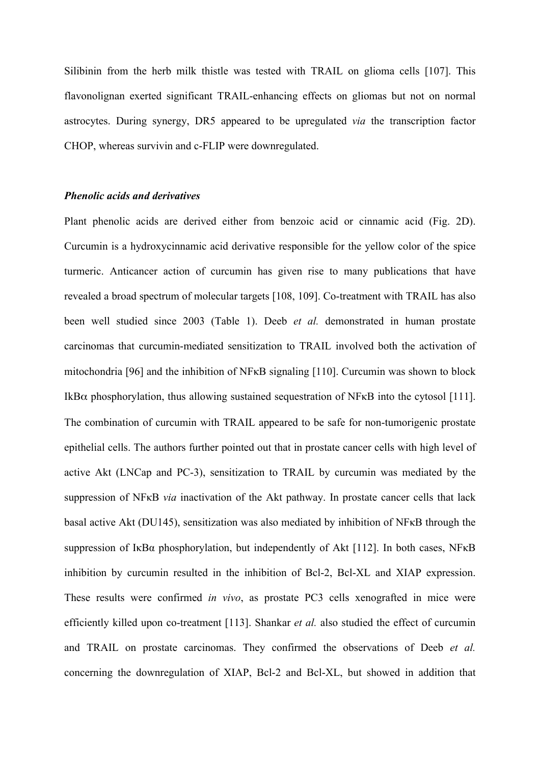Silibinin from the herb milk thistle was tested with TRAIL on glioma cells [107]. This flavonolignan exerted significant TRAIL-enhancing effects on gliomas but not on normal astrocytes. During synergy, DR5 appeared to be upregulated *via* the transcription factor CHOP, whereas survivin and c-FLIP were downregulated.

***Phenolic acids and derivatives***

Plant phenolic acids are derived either from benzoic acid or cinnamic acid (Fig. 2D). Curcumin is a hydroxycinnamic acid derivative responsible for the yellow color of the spice turmeric. Anticancer action of curcumin has given rise to many publications that have revealed a broad spectrum of molecular targets [108, 109]. Co-treatment with TRAIL has also been well studied since 2003 (Table 1). Deeb *et al.* demonstrated in human prostate carcinomas that curcumin-mediated sensitization to TRAIL involved both the activation of mitochondria [96] and the inhibition of NFκB signaling [110]. Curcumin was shown to block IkBα phosphorylation, thus allowing sustained sequestration of NFκB into the cytosol [111]. The combination of curcumin with TRAIL appeared to be safe for non-tumorigenic prostate epithelial cells. The authors further pointed out that in prostate cancer cells with high level of active Akt (LNCap and PC-3), sensitization to TRAIL by curcumin was mediated by the suppression of NFκB *via* inactivation of the Akt pathway. In prostate cancer cells that lack basal active Akt (DU145), sensitization was also mediated by inhibition of NFκB through the suppression of IκBα phosphorylation, but independently of Akt [112]. In both cases, NFκB inhibition by curcumin resulted in the inhibition of Bcl-2, Bcl-XL and XIAP expression. These results were confirmed *in vivo*, as prostate PC3 cells xenografted in mice were efficiently killed upon co-treatment [113]. Shankar *et al.* also studied the effect of curcumin and TRAIL on prostate carcinomas. They confirmed the observations of Deeb *et al.* concerning the downregulation of XIAP, Bcl-2 and Bcl-XL, but showed in addition that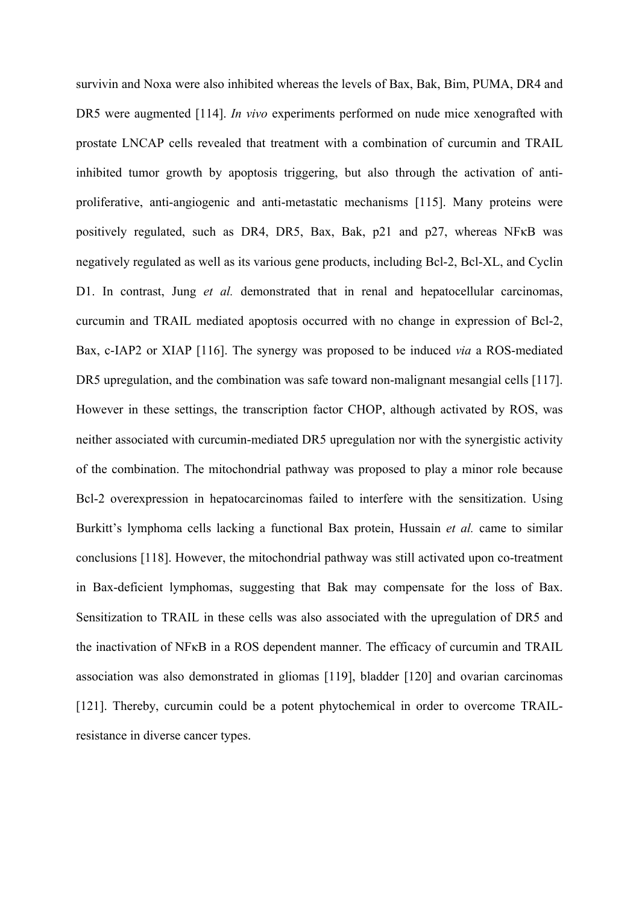survivin and Noxa were also inhibited whereas the levels of Bax, Bak, Bim, PUMA, DR4 and DR5 were augmented [114]. *In vivo* experiments performed on nude mice xenografted with prostate LNCAP cells revealed that treatment with a combination of curcumin and TRAIL inhibited tumor growth by apoptosis triggering, but also through the activation of anti-proliferative, anti-angiogenic and anti-metastatic mechanisms [115]. Many proteins were positively regulated, such as DR4, DR5, Bax, Bak, p21 and p27, whereas NFκB was negatively regulated as well as its various gene products, including Bcl-2, Bcl-XL, and Cyclin D1. In contrast, Jung *et al.* demonstrated that in renal and hepatocellular carcinomas, curcumin and TRAIL mediated apoptosis occurred with no change in expression of Bcl-2, Bax, c-IAP2 or XIAP [116]. The synergy was proposed to be induced *via* a ROS-mediated DR5 upregulation, and the combination was safe toward non-malignant mesangial cells [117]. However in these settings, the transcription factor CHOP, although activated by ROS, was neither associated with curcumin-mediated DR5 upregulation nor with the synergistic activity of the combination. The mitochondrial pathway was proposed to play a minor role because Bcl-2 overexpression in hepatocarcinomas failed to interfere with the sensitization. Using Burkitt's lymphoma cells lacking a functional Bax protein, Hussain *et al.* came to similar conclusions [118]. However, the mitochondrial pathway was still activated upon co-treatment in Bax-deficient lymphomas, suggesting that Bak may compensate for the loss of Bax. Sensitization to TRAIL in these cells was also associated with the upregulation of DR5 and the inactivation of NFκB in a ROS dependent manner. The efficacy of curcumin and TRAIL association was also demonstrated in gliomas [119], bladder [120] and ovarian carcinomas [121]. Thereby, curcumin could be a potent phytochemical in order to overcome TRAIL-resistance in diverse cancer types.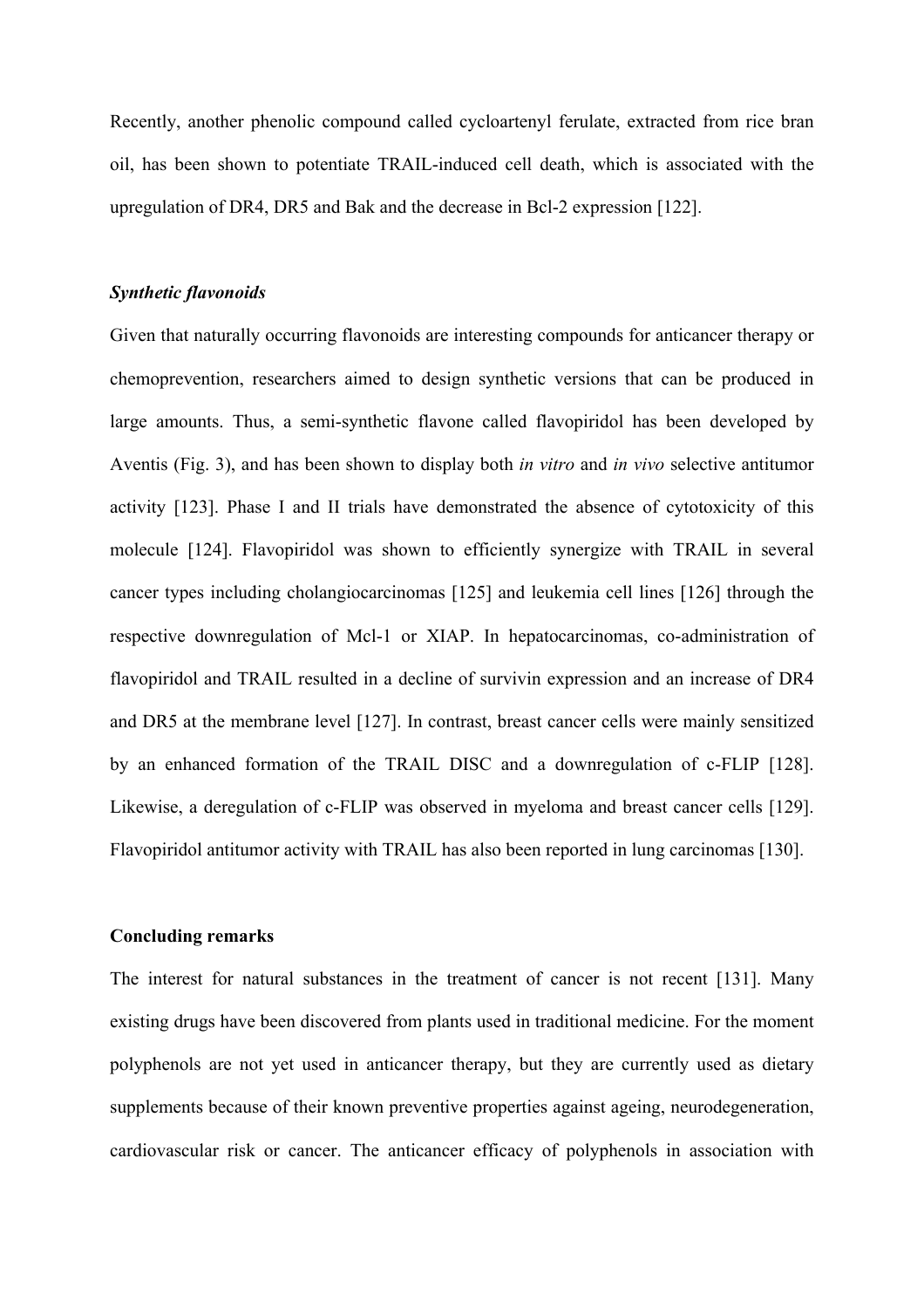Recently, another phenolic compound called cycloartenyl ferulate, extracted from rice bran oil, has been shown to potentiate TRAIL-induced cell death, which is associated with the upregulation of DR4, DR5 and Bak and the decrease in Bcl-2 expression [122].

### *Synthetic flavonoids*

Given that naturally occurring flavonoids are interesting compounds for anticancer therapy or chemoprevention, researchers aimed to design synthetic versions that can be produced in large amounts. Thus, a semi-synthetic flavone called flavopiridol has been developed by Aventis (Fig. 3), and has been shown to display both *in vitro* and *in vivo* selective antitumor activity [123]. Phase I and II trials have demonstrated the absence of cytotoxicity of this molecule [124]. Flavopiridol was shown to efficiently synergize with TRAIL in several cancer types including cholangiocarcinomas [125] and leukemia cell lines [126] through the respective downregulation of Mcl-1 or XIAP. In hepatocarcinomas, co-administration of flavopiridol and TRAIL resulted in a decline of survivin expression and an increase of DR4 and DR5 at the membrane level [127]. In contrast, breast cancer cells were mainly sensitized by an enhanced formation of the TRAIL DISC and a downregulation of c-FLIP [128]. Likewise, a deregulation of c-FLIP was observed in myeloma and breast cancer cells [129]. Flavopiridol antitumor activity with TRAIL has also been reported in lung carcinomas [130].

## **Concluding remarks**

The interest for natural substances in the treatment of cancer is not recent [131]. Many existing drugs have been discovered from plants used in traditional medicine. For the moment polyphenols are not yet used in anticancer therapy, but they are currently used as dietary supplements because of their known preventive properties against ageing, neurodegeneration, cardiovascular risk or cancer. The anticancer efficacy of polyphenols in association with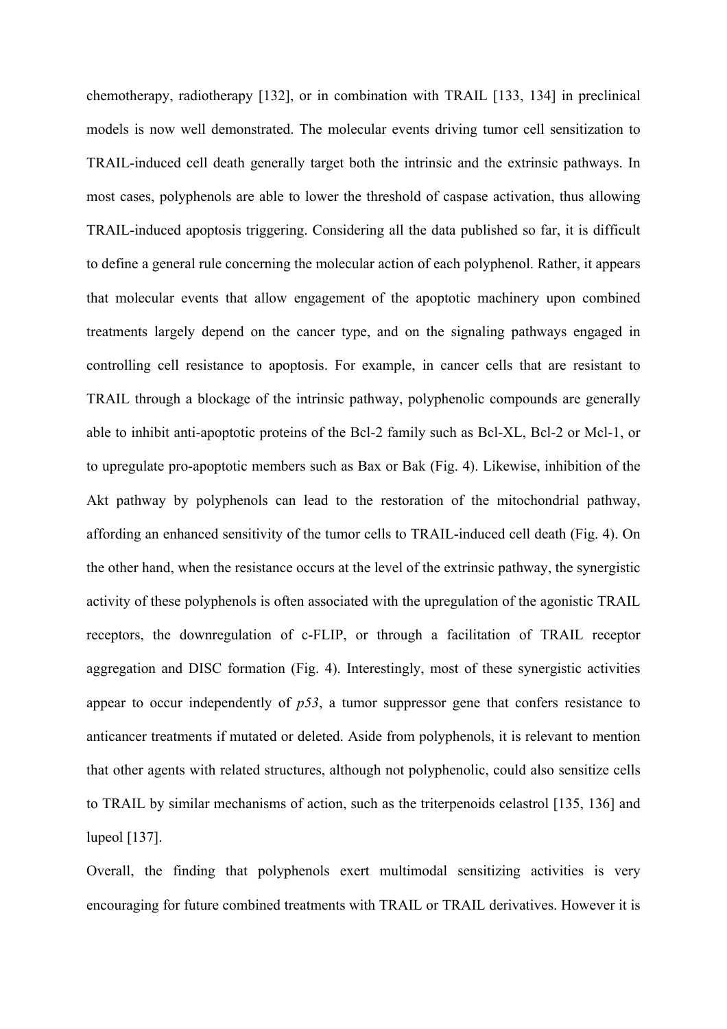chemotherapy, radiotherapy [132], or in combination with TRAIL [133, 134] in preclinical models is now well demonstrated. The molecular events driving tumor cell sensitization to TRAIL-induced cell death generally target both the intrinsic and the extrinsic pathways. In most cases, polyphenols are able to lower the threshold of caspase activation, thus allowing TRAIL-induced apoptosis triggering. Considering all the data published so far, it is difficult to define a general rule concerning the molecular action of each polyphenol. Rather, it appears that molecular events that allow engagement of the apoptotic machinery upon combined treatments largely depend on the cancer type, and on the signaling pathways engaged in controlling cell resistance to apoptosis. For example, in cancer cells that are resistant to TRAIL through a blockage of the intrinsic pathway, polyphenolic compounds are generally able to inhibit anti-apoptotic proteins of the Bcl-2 family such as Bcl-XL, Bcl-2 or Mcl-1, or to upregulate pro-apoptotic members such as Bax or Bak (Fig. 4). Likewise, inhibition of the Akt pathway by polyphenols can lead to the restoration of the mitochondrial pathway, affording an enhanced sensitivity of the tumor cells to TRAIL-induced cell death (Fig. 4). On the other hand, when the resistance occurs at the level of the extrinsic pathway, the synergistic activity of these polyphenols is often associated with the upregulation of the agonistic TRAIL receptors, the downregulation of c-FLIP, or through a facilitation of TRAIL receptor aggregation and DISC formation (Fig. 4). Interestingly, most of these synergistic activities appear to occur independently of *p53*, a tumor suppressor gene that confers resistance to anticancer treatments if mutated or deleted. Aside from polyphenols, it is relevant to mention that other agents with related structures, although not polyphenolic, could also sensitize cells to TRAIL by similar mechanisms of action, such as the triterpenoids celastrol [135, 136] and lupeol [137].

Overall, the finding that polyphenols exert multimodal sensitizing activities is very encouraging for future combined treatments with TRAIL or TRAIL derivatives. However it is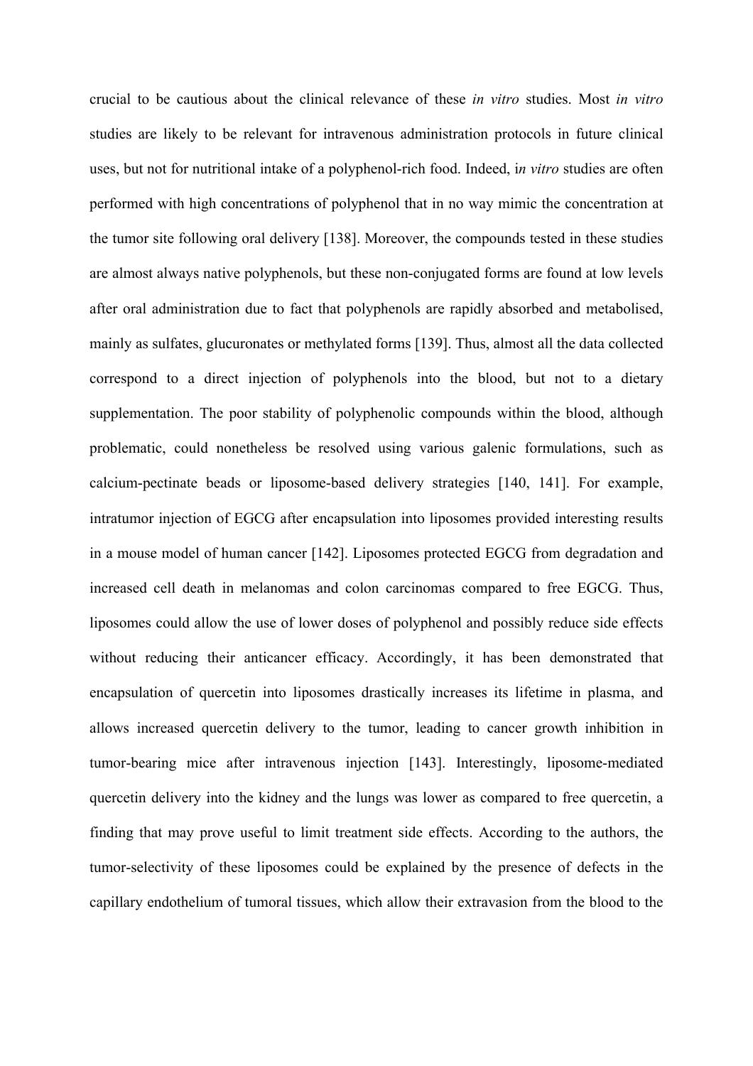crucial to be cautious about the clinical relevance of these *in vitro* studies. Most *in vitro* studies are likely to be relevant for intravenous administration protocols in future clinical uses, but not for nutritional intake of a polyphenol-rich food. Indeed, i*n vitro* studies are often performed with high concentrations of polyphenol that in no way mimic the concentration at the tumor site following oral delivery [138]. Moreover, the compounds tested in these studies are almost always native polyphenols, but these non-conjugated forms are found at low levels after oral administration due to fact that polyphenols are rapidly absorbed and metabolised, mainly as sulfates, glucuronates or methylated forms [139]. Thus, almost all the data collected correspond to a direct injection of polyphenols into the blood, but not to a dietary supplementation. The poor stability of polyphenolic compounds within the blood, although problematic, could nonetheless be resolved using various galenic formulations, such as calcium-pectinate beads or liposome-based delivery strategies [140, 141]. For example, intratumor injection of EGCG after encapsulation into liposomes provided interesting results in a mouse model of human cancer [142]. Liposomes protected EGCG from degradation and increased cell death in melanomas and colon carcinomas compared to free EGCG. Thus, liposomes could allow the use of lower doses of polyphenol and possibly reduce side effects without reducing their anticancer efficacy. Accordingly, it has been demonstrated that encapsulation of quercetin into liposomes drastically increases its lifetime in plasma, and allows increased quercetin delivery to the tumor, leading to cancer growth inhibition in tumor-bearing mice after intravenous injection [143]. Interestingly, liposome-mediated quercetin delivery into the kidney and the lungs was lower as compared to free quercetin, a finding that may prove useful to limit treatment side effects. According to the authors, the tumor-selectivity of these liposomes could be explained by the presence of defects in the capillary endothelium of tumoral tissues, which allow their extravasion from the blood to the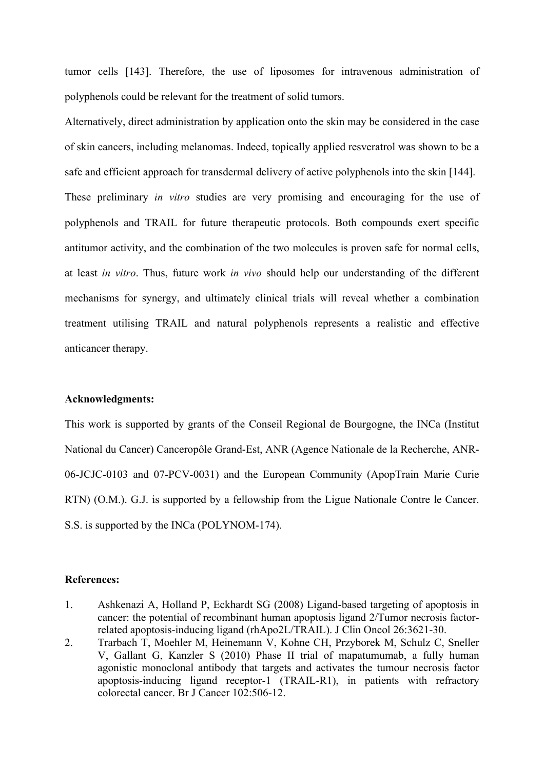tumor cells [143]. Therefore, the use of liposomes for intravenous administration of polyphenols could be relevant for the treatment of solid tumors.

Alternatively, direct administration by application onto the skin may be considered in the case of skin cancers, including melanomas. Indeed, topically applied resveratrol was shown to be a safe and efficient approach for transdermal delivery of active polyphenols into the skin [144].

These preliminary *in vitro* studies are very promising and encouraging for the use of polyphenols and TRAIL for future therapeutic protocols. Both compounds exert specific antitumor activity, and the combination of the two molecules is proven safe for normal cells, at least *in vitro*. Thus, future work *in vivo* should help our understanding of the different mechanisms for synergy, and ultimately clinical trials will reveal whether a combination treatment utilising TRAIL and natural polyphenols represents a realistic and effective anticancer therapy.

**Acknowledgments:**

This work is supported by grants of the Conseil Regional de Bourgogne, the INCa (Institut National du Cancer) Canceropôle Grand-Est, ANR (Agence Nationale de la Recherche, ANR-06-JCJC-0103 and 07-PCV-0031) and the European Community (ApopTrain Marie Curie RTN) (O.M.). G.J. is supported by a fellowship from the Ligue Nationale Contre le Cancer. S.S. is supported by the INCa (POLYNOM-174).

**References:**

1. Ashkenazi A, Holland P, Eckhardt SG (2008) Ligand-based targeting of apoptosis in cancer: the potential of recombinant human apoptosis ligand 2/Tumor necrosis factor-related apoptosis-inducing ligand (rhApo2L/TRAIL). J Clin Oncol 26:3621-30.
2. Trarbach T, Moehler M, Heinemann V, Kohne CH, Przyborek M, Schulz C, Sneller V, Gallant G, Kanzler S (2010) Phase II trial of mapatumumab, a fully human agonistic monoclonal antibody that targets and activates the tumour necrosis factor apoptosis-inducing ligand receptor-1 (TRAIL-R1), in patients with refractory colorectal cancer. Br J Cancer 102:506-12.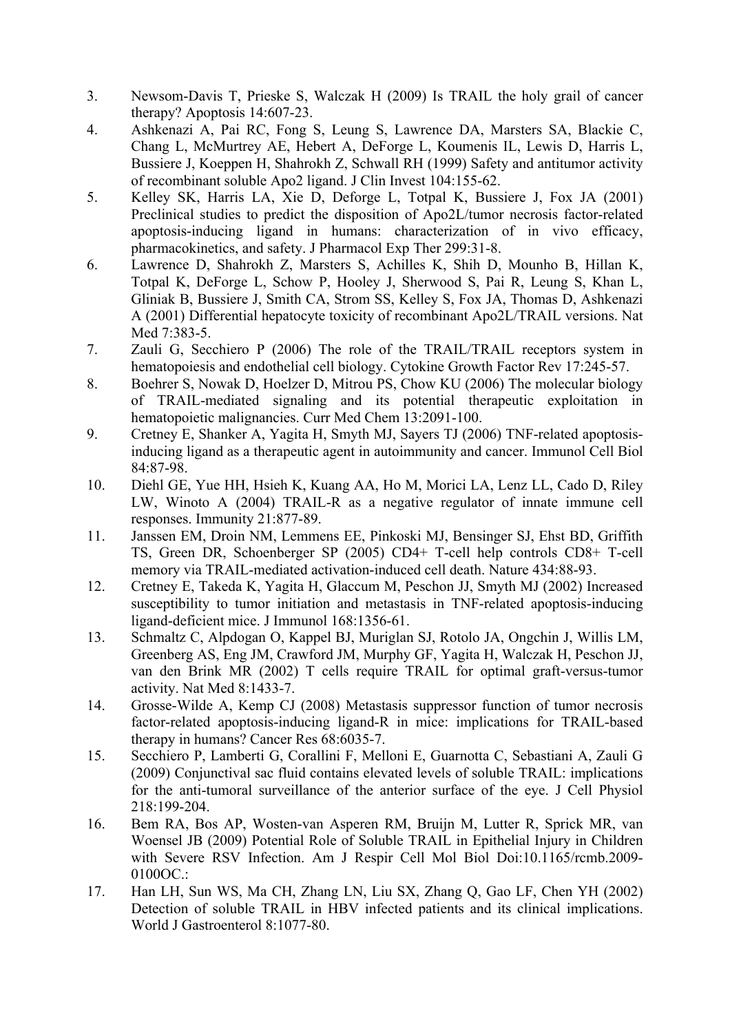3. Newsom-Davis T, Prieske S, Walczak H (2009) Is TRAIL the holy grail of cancer therapy? Apoptosis 14:607-23.
4. Ashkenazi A, Pai RC, Fong S, Leung S, Lawrence DA, Marsters SA, Blackie C, Chang L, McMurtrey AE, Hebert A, DeForge L, Koumenis IL, Lewis D, Harris L, Bussiere J, Koeppen H, Shahrokh Z, Schwall RH (1999) Safety and antitumor activity of recombinant soluble Apo2 ligand. J Clin Invest 104:155-62.
5. Kelley SK, Harris LA, Xie D, Deforge L, Totpal K, Bussiere J, Fox JA (2001) Preclinical studies to predict the disposition of Apo2L/tumor necrosis factor-related apoptosis-inducing ligand in humans: characterization of in vivo efficacy, pharmacokinetics, and safety. J Pharmacol Exp Ther 299:31-8.
6. Lawrence D, Shahrokh Z, Marsters S, Achilles K, Shih D, Mounho B, Hillan K, Totpal K, DeForge L, Schow P, Hooley J, Sherwood S, Pai R, Leung S, Khan L, Gliniak B, Bussiere J, Smith CA, Strom SS, Kelley S, Fox JA, Thomas D, Ashkenazi A (2001) Differential hepatocyte toxicity of recombinant Apo2L/TRAIL versions. Nat Med 7:383-5.
7. Zauli G, Secchiero P (2006) The role of the TRAIL/TRAIL receptors system in hematopoiesis and endothelial cell biology. Cytokine Growth Factor Rev 17:245-57.
8. Boehrer S, Nowak D, Hoelzer D, Mitrou PS, Chow KU (2006) The molecular biology of TRAIL-mediated signaling and its potential therapeutic exploitation in hematopoietic malignancies. Curr Med Chem 13:2091-100.
9. Cretney E, Shanker A, Yagita H, Smyth MJ, Sayers TJ (2006) TNF-related apoptosis-inducing ligand as a therapeutic agent in autoimmunity and cancer. Immunol Cell Biol 84:87-98.
10. Diehl GE, Yue HH, Hsieh K, Kuang AA, Ho M, Morici LA, Lenz LL, Cado D, Riley LW, Winoto A (2004) TRAIL-R as a negative regulator of innate immune cell responses. Immunity 21:877-89.
11. Janssen EM, Droin NM, Lemmens EE, Pinkoski MJ, Bensinger SJ, Ehst BD, Griffith TS, Green DR, Schoenberger SP (2005) CD4+ T-cell help controls CD8+ T-cell memory via TRAIL-mediated activation-induced cell death. Nature 434:88-93.
12. Cretney E, Takeda K, Yagita H, Glaccum M, Peschon JJ, Smyth MJ (2002) Increased susceptibility to tumor initiation and metastasis in TNF-related apoptosis-inducing ligand-deficient mice. J Immunol 168:1356-61.
13. Schmaltz C, Alpdogan O, Kappel BJ, Muriglan SJ, Rotolo JA, Ongchin J, Willis LM, Greenberg AS, Eng JM, Crawford JM, Murphy GF, Yagita H, Walczak H, Peschon JJ, van den Brink MR (2002) T cells require TRAIL for optimal graft-versus-tumor activity. Nat Med 8:1433-7.
14. Grosse-Wilde A, Kemp CJ (2008) Metastasis suppressor function of tumor necrosis factor-related apoptosis-inducing ligand-R in mice: implications for TRAIL-based therapy in humans? Cancer Res 68:6035-7.
15. Secchiero P, Lamberti G, Corallini F, Melloni E, Guarnotta C, Sebastiani A, Zauli G (2009) Conjunctival sac fluid contains elevated levels of soluble TRAIL: implications for the anti-tumoral surveillance of the anterior surface of the eye. J Cell Physiol 218:199-204.
16. Bem RA, Bos AP, Wosten-van Asperen RM, Bruijn M, Lutter R, Sprick MR, van Woensel JB (2009) Potential Role of Soluble TRAIL in Epithelial Injury in Children with Severe RSV Infection. Am J Respir Cell Mol Biol Doi:10.1165/rcmb.2009-0100OC.:
17. Han LH, Sun WS, Ma CH, Zhang LN, Liu SX, Zhang Q, Gao LF, Chen YH (2002) Detection of soluble TRAIL in HBV infected patients and its clinical implications. World J Gastroenterol 8:1077-80.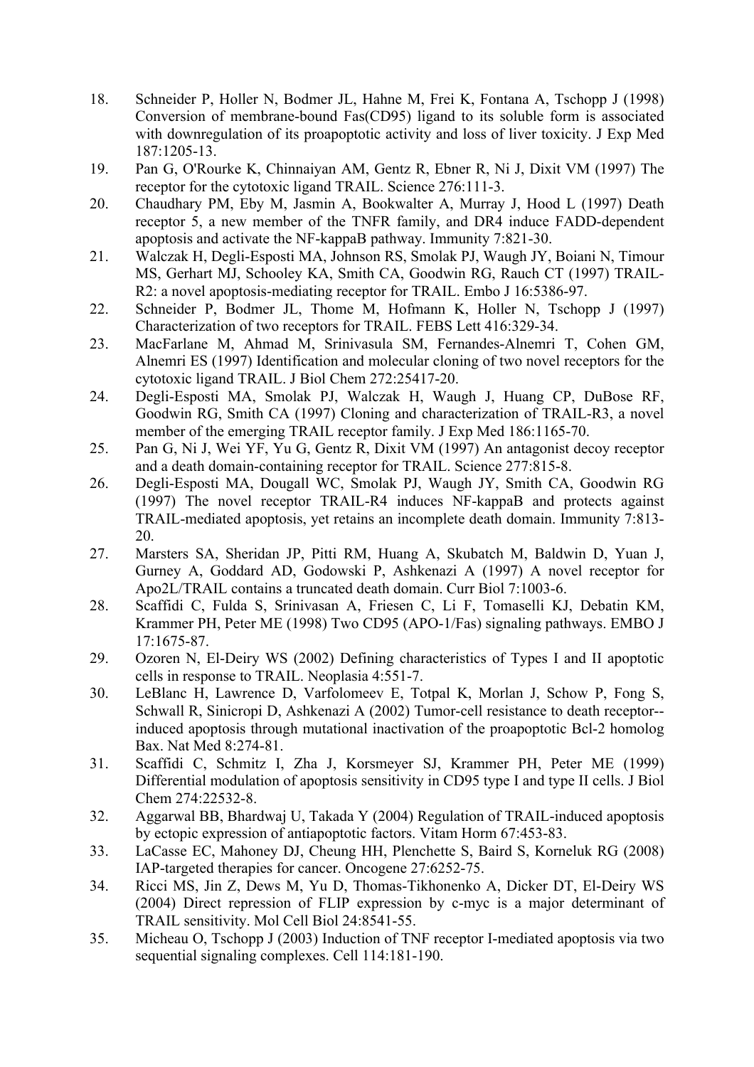18. Schneider P, Holler N, Bodmer JL, Hahne M, Frei K, Fontana A, Tschopp J (1998) Conversion of membrane-bound Fas(CD95) ligand to its soluble form is associated with downregulation of its proapoptotic activity and loss of liver toxicity. J Exp Med 187:1205-13.
19. Pan G, O'Rourke K, Chinnaiyan AM, Gentz R, Ebner R, Ni J, Dixit VM (1997) The receptor for the cytotoxic ligand TRAIL. Science 276:111-3.
20. Chaudhary PM, Eby M, Jasmin A, Bookwalter A, Murray J, Hood L (1997) Death receptor 5, a new member of the TNFR family, and DR4 induce FADD-dependent apoptosis and activate the NF-kappaB pathway. Immunity 7:821-30.
21. Walczak H, Degli-Esposti MA, Johnson RS, Smolak PJ, Waugh JY, Boiani N, Timour MS, Gerhart MJ, Schooley KA, Smith CA, Goodwin RG, Rauch CT (1997) TRAIL-R2: a novel apoptosis-mediating receptor for TRAIL. Embo J 16:5386-97.
22. Schneider P, Bodmer JL, Thome M, Hofmann K, Holler N, Tschopp J (1997) Characterization of two receptors for TRAIL. FEBS Lett 416:329-34.
23. MacFarlane M, Ahmad M, Srinivasula SM, Fernandes-Alnemri T, Cohen GM, Alnemri ES (1997) Identification and molecular cloning of two novel receptors for the cytotoxic ligand TRAIL. J Biol Chem 272:25417-20.
24. Degli-Esposti MA, Smolak PJ, Walczak H, Waugh J, Huang CP, DuBose RF, Goodwin RG, Smith CA (1997) Cloning and characterization of TRAIL-R3, a novel member of the emerging TRAIL receptor family. J Exp Med 186:1165-70.
25. Pan G, Ni J, Wei YF, Yu G, Gentz R, Dixit VM (1997) An antagonist decoy receptor and a death domain-containing receptor for TRAIL. Science 277:815-8.
26. Degli-Esposti MA, Dougall WC, Smolak PJ, Waugh JY, Smith CA, Goodwin RG (1997) The novel receptor TRAIL-R4 induces NF-kappaB and protects against TRAIL-mediated apoptosis, yet retains an incomplete death domain. Immunity 7:813-20.
27. Marsters SA, Sheridan JP, Pitti RM, Huang A, Skubatch M, Baldwin D, Yuan J, Gurney A, Goddard AD, Godowski P, Ashkenazi A (1997) A novel receptor for Apo2L/TRAIL contains a truncated death domain. Curr Biol 7:1003-6.
28. Scaffidi C, Fulda S, Srinivasan A, Friesen C, Li F, Tomaselli KJ, Debatin KM, Krammer PH, Peter ME (1998) Two CD95 (APO-1/Fas) signaling pathways. EMBO J 17:1675-87.
29. Ozoren N, El-Deiry WS (2002) Defining characteristics of Types I and II apoptotic cells in response to TRAIL. Neoplasia 4:551-7.
30. LeBlanc H, Lawrence D, Varfolomeev E, Totpal K, Morlan J, Schow P, Fong S, Schwall R, Sinicropi D, Ashkenazi A (2002) Tumor-cell resistance to death receptor--induced apoptosis through mutational inactivation of the proapoptotic Bcl-2 homolog Bax. Nat Med 8:274-81.
31. Scaffidi C, Schmitz I, Zha J, Korsmeyer SJ, Krammer PH, Peter ME (1999) Differential modulation of apoptosis sensitivity in CD95 type I and type II cells. J Biol Chem 274:22532-8.
32. Aggarwal BB, Bhardwaj U, Takada Y (2004) Regulation of TRAIL-induced apoptosis by ectopic expression of antiapoptotic factors. Vitam Horm 67:453-83.
33. LaCasse EC, Mahoney DJ, Cheung HH, Plenchette S, Baird S, Korneluk RG (2008) IAP-targeted therapies for cancer. Oncogene 27:6252-75.
34. Ricci MS, Jin Z, Dews M, Yu D, Thomas-Tikhonenko A, Dicker DT, El-Deiry WS (2004) Direct repression of FLIP expression by c-myc is a major determinant of TRAIL sensitivity. Mol Cell Biol 24:8541-55.
35. Micheau O, Tschopp J (2003) Induction of TNF receptor I-mediated apoptosis via two sequential signaling complexes. Cell 114:181-190.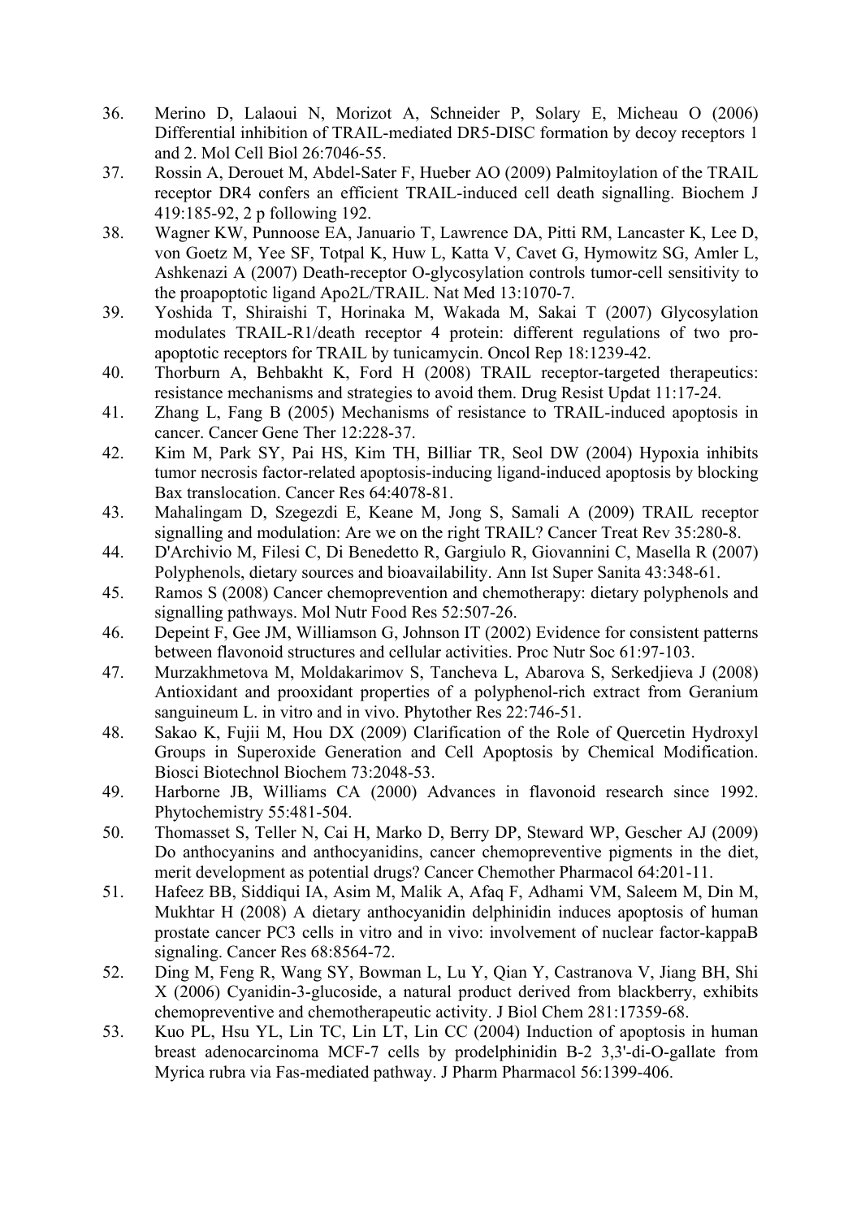36. Merino D, Lalaoui N, Morizot A, Schneider P, Solary E, Micheau O (2006) Differential inhibition of TRAIL-mediated DR5-DISC formation by decoy receptors 1 and 2. Mol Cell Biol 26:7046-55.
37. Rossin A, Derouet M, Abdel-Sater F, Hueber AO (2009) Palmitoylation of the TRAIL receptor DR4 confers an efficient TRAIL-induced cell death signalling. Biochem J 419:185-92, 2 p following 192.
38. Wagner KW, Punnoose EA, Januario T, Lawrence DA, Pitti RM, Lancaster K, Lee D, von Goetz M, Yee SF, Totpal K, Huw L, Katta V, Cavet G, Hymowitz SG, Amler L, Ashkenazi A (2007) Death-receptor O-glycosylation controls tumor-cell sensitivity to the proapoptotic ligand Apo2L/TRAIL. Nat Med 13:1070-7.
39. Yoshida T, Shiraishi T, Horinaka M, Wakada M, Sakai T (2007) Glycosylation modulates TRAIL-R1/death receptor 4 protein: different regulations of two pro-apoptotic receptors for TRAIL by tunicamycin. Oncol Rep 18:1239-42.
40. Thorburn A, Behbakht K, Ford H (2008) TRAIL receptor-targeted therapeutics: resistance mechanisms and strategies to avoid them. Drug Resist Updat 11:17-24.
41. Zhang L, Fang B (2005) Mechanisms of resistance to TRAIL-induced apoptosis in cancer. Cancer Gene Ther 12:228-37.
42. Kim M, Park SY, Pai HS, Kim TH, Billiar TR, Seol DW (2004) Hypoxia inhibits tumor necrosis factor-related apoptosis-inducing ligand-induced apoptosis by blocking Bax translocation. Cancer Res 64:4078-81.
43. Mahalingam D, Szegezdi E, Keane M, Jong S, Samali A (2009) TRAIL receptor signalling and modulation: Are we on the right TRAIL? Cancer Treat Rev 35:280-8.
44. D'Archivio M, Filesi C, Di Benedetto R, Gargiulo R, Giovannini C, Masella R (2007) Polyphenols, dietary sources and bioavailability. Ann Ist Super Sanita 43:348-61.
45. Ramos S (2008) Cancer chemoprevention and chemotherapy: dietary polyphenols and signalling pathways. Mol Nutr Food Res 52:507-26.
46. Depeint F, Gee JM, Williamson G, Johnson IT (2002) Evidence for consistent patterns between flavonoid structures and cellular activities. Proc Nutr Soc 61:97-103.
47. Murzakhmetova M, Moldakarimov S, Tancheva L, Abarova S, Serkedjieva J (2008) Antioxidant and prooxidant properties of a polyphenol-rich extract from Geranium sanguineum L. in vitro and in vivo. Phytother Res 22:746-51.
48. Sakao K, Fujii M, Hou DX (2009) Clarification of the Role of Quercetin Hydroxyl Groups in Superoxide Generation and Cell Apoptosis by Chemical Modification. Biosci Biotechnol Biochem 73:2048-53.
49. Harborne JB, Williams CA (2000) Advances in flavonoid research since 1992. Phytochemistry 55:481-504.
50. Thomasset S, Teller N, Cai H, Marko D, Berry DP, Steward WP, Gescher AJ (2009) Do anthocyanins and anthocyanidins, cancer chemopreventive pigments in the diet, merit development as potential drugs? Cancer Chemother Pharmacol 64:201-11.
51. Hafeez BB, Siddiqui IA, Asim M, Malik A, Afaq F, Adhami VM, Saleem M, Din M, Mukhtar H (2008) A dietary anthocyanidin delphinidin induces apoptosis of human prostate cancer PC3 cells in vitro and in vivo: involvement of nuclear factor-kappaB signaling. Cancer Res 68:8564-72.
52. Ding M, Feng R, Wang SY, Bowman L, Lu Y, Qian Y, Castranova V, Jiang BH, Shi X (2006) Cyanidin-3-glucoside, a natural product derived from blackberry, exhibits chemopreventive and chemotherapeutic activity. J Biol Chem 281:17359-68.
53. Kuo PL, Hsu YL, Lin TC, Lin LT, Lin CC (2004) Induction of apoptosis in human breast adenocarcinoma MCF-7 cells by prodelphinidin B-2 3,3'-di-O-gallate from Myrica rubra via Fas-mediated pathway. J Pharm Pharmacol 56:1399-406.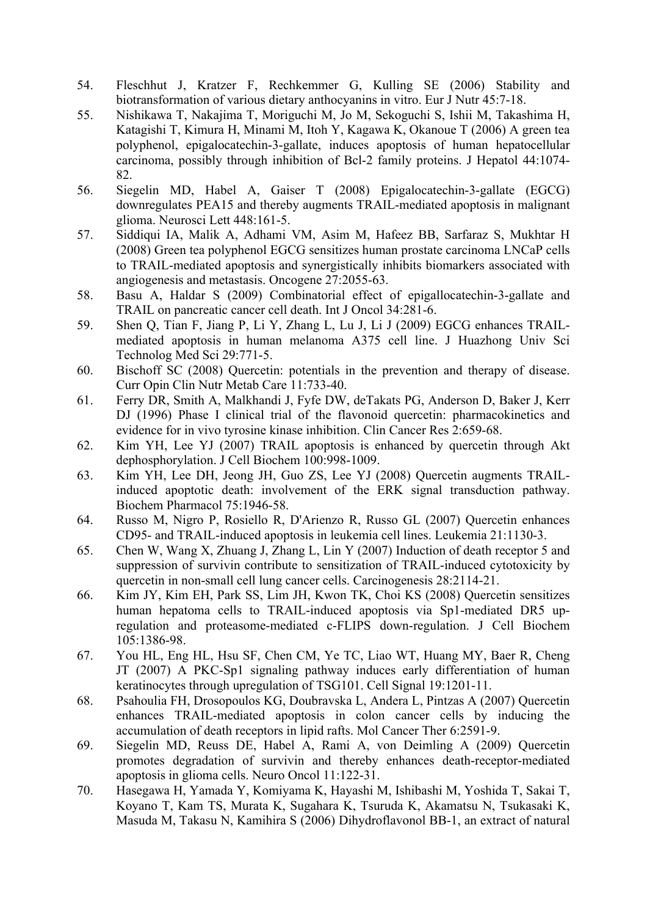54. Fleschhut J, Kratzer F, Rechkemmer G, Kulling SE (2006) Stability and biotransformation of various dietary anthocyanins in vitro. Eur J Nutr 45:7-18.
55. Nishikawa T, Nakajima T, Moriguchi M, Jo M, Sekoguchi S, Ishii M, Takashima H, Katagishi T, Kimura H, Minami M, Itoh Y, Kagawa K, Okanoue T (2006) A green tea polyphenol, epigalocatechin-3-gallate, induces apoptosis of human hepatocellular carcinoma, possibly through inhibition of Bcl-2 family proteins. J Hepatol 44:1074-82.
56. Siegelin MD, Habel A, Gaiser T (2008) Epigalocatechin-3-gallate (EGCG) downregulates PEA15 and thereby augments TRAIL-mediated apoptosis in malignant glioma. Neurosci Lett 448:161-5.
57. Siddiqui IA, Malik A, Adhami VM, Asim M, Hafeez BB, Sarfaraz S, Mukhtar H (2008) Green tea polyphenol EGCG sensitizes human prostate carcinoma LNCaP cells to TRAIL-mediated apoptosis and synergistically inhibits biomarkers associated with angiogenesis and metastasis. Oncogene 27:2055-63.
58. Basu A, Haldar S (2009) Combinatorial effect of epigallocatechin-3-gallate and TRAIL on pancreatic cancer cell death. Int J Oncol 34:281-6.
59. Shen Q, Tian F, Jiang P, Li Y, Zhang L, Lu J, Li J (2009) EGCG enhances TRAIL-mediated apoptosis in human melanoma A375 cell line. J Huazhong Univ Sci Technolog Med Sci 29:771-5.
60. Bischoff SC (2008) Quercetin: potentials in the prevention and therapy of disease. Curr Opin Clin Nutr Metab Care 11:733-40.
61. Ferry DR, Smith A, Malkhandi J, Fyfe DW, deTakats PG, Anderson D, Baker J, Kerr DJ (1996) Phase I clinical trial of the flavonoid quercetin: pharmacokinetics and evidence for in vivo tyrosine kinase inhibition. Clin Cancer Res 2:659-68.
62. Kim YH, Lee YJ (2007) TRAIL apoptosis is enhanced by quercetin through Akt dephosphorylation. J Cell Biochem 100:998-1009.
63. Kim YH, Lee DH, Jeong JH, Guo ZS, Lee YJ (2008) Quercetin augments TRAIL-induced apoptotic death: involvement of the ERK signal transduction pathway. Biochem Pharmacol 75:1946-58.
64. Russo M, Nigro P, Rosiello R, D'Arienzo R, Russo GL (2007) Quercetin enhances CD95- and TRAIL-induced apoptosis in leukemia cell lines. Leukemia 21:1130-3.
65. Chen W, Wang X, Zhuang J, Zhang L, Lin Y (2007) Induction of death receptor 5 and suppression of survivin contribute to sensitization of TRAIL-induced cytotoxicity by quercetin in non-small cell lung cancer cells. Carcinogenesis 28:2114-21.
66. Kim JY, Kim EH, Park SS, Lim JH, Kwon TK, Choi KS (2008) Quercetin sensitizes human hepatoma cells to TRAIL-induced apoptosis via Sp1-mediated DR5 up-regulation and proteasome-mediated c-FLIPS down-regulation. J Cell Biochem 105:1386-98.
67. You HL, Eng HL, Hsu SF, Chen CM, Ye TC, Liao WT, Huang MY, Baer R, Cheng JT (2007) A PKC-Sp1 signaling pathway induces early differentiation of human keratinocytes through upregulation of TSG101. Cell Signal 19:1201-11.
68. Psahoulia FH, Drosopoulos KG, Doubravska L, Andera L, Pintzas A (2007) Quercetin enhances TRAIL-mediated apoptosis in colon cancer cells by inducing the accumulation of death receptors in lipid rafts. Mol Cancer Ther 6:2591-9.
69. Siegelin MD, Reuss DE, Habel A, Rami A, von Deimling A (2009) Quercetin promotes degradation of survivin and thereby enhances death-receptor-mediated apoptosis in glioma cells. Neuro Oncol 11:122-31.
70. Hasegawa H, Yamada Y, Komiyama K, Hayashi M, Ishibashi M, Yoshida T, Sakai T, Koyano T, Kam TS, Murata K, Sugahara K, Tsuruda K, Akamatsu N, Tsukasaki K, Masuda M, Takasu N, Kamihira S (2006) Dihydroflavonol BB-1, an extract of natural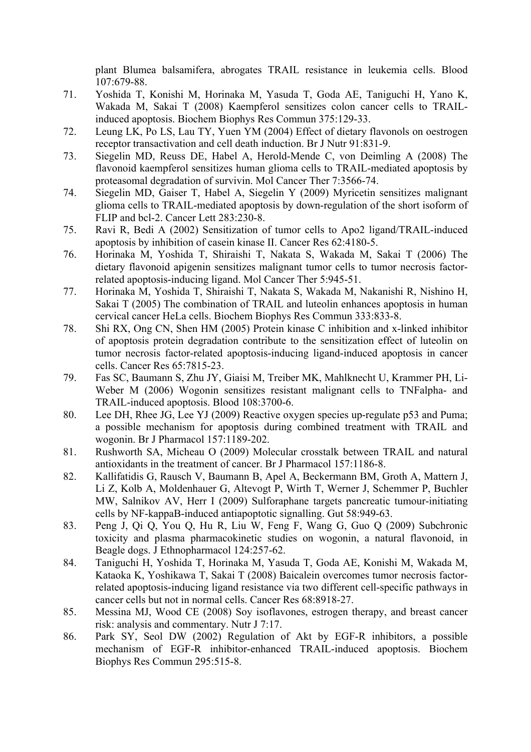plant Blumea balsamifera, abrogates TRAIL resistance in leukemia cells. Blood 107:679-88.

71. Yoshida T, Konishi M, Horinaka M, Yasuda T, Goda AE, Taniguchi H, Yano K, Wakada M, Sakai T (2008) Kaempferol sensitizes colon cancer cells to TRAIL-induced apoptosis. Biochem Biophys Res Commun 375:129-33.
72. Leung LK, Po LS, Lau TY, Yuen YM (2004) Effect of dietary flavonols on oestrogen receptor transactivation and cell death induction. Br J Nutr 91:831-9.
73. Siegelin MD, Reuss DE, Habel A, Herold-Mende C, von Deimling A (2008) The flavonoid kaempferol sensitizes human glioma cells to TRAIL-mediated apoptosis by proteasomal degradation of survivin. Mol Cancer Ther 7:3566-74.
74. Siegelin MD, Gaiser T, Habel A, Siegelin Y (2009) Myricetin sensitizes malignant glioma cells to TRAIL-mediated apoptosis by down-regulation of the short isoform of FLIP and bcl-2. Cancer Lett 283:230-8.
75. Ravi R, Bedi A (2002) Sensitization of tumor cells to Apo2 ligand/TRAIL-induced apoptosis by inhibition of casein kinase II. Cancer Res 62:4180-5.
76. Horinaka M, Yoshida T, Shiraishi T, Nakata S, Wakada M, Sakai T (2006) The dietary flavonoid apigenin sensitizes malignant tumor cells to tumor necrosis factor-related apoptosis-inducing ligand. Mol Cancer Ther 5:945-51.
77. Horinaka M, Yoshida T, Shiraishi T, Nakata S, Wakada M, Nakanishi R, Nishino H, Sakai T (2005) The combination of TRAIL and luteolin enhances apoptosis in human cervical cancer HeLa cells. Biochem Biophys Res Commun 333:833-8.
78. Shi RX, Ong CN, Shen HM (2005) Protein kinase C inhibition and x-linked inhibitor of apoptosis protein degradation contribute to the sensitization effect of luteolin on tumor necrosis factor-related apoptosis-inducing ligand-induced apoptosis in cancer cells. Cancer Res 65:7815-23.
79. Fas SC, Baumann S, Zhu JY, Giaisi M, Treiber MK, Mahlknecht U, Krammer PH, Li-Weber M (2006) Wogonin sensitizes resistant malignant cells to TNFalpha- and TRAIL-induced apoptosis. Blood 108:3700-6.
80. Lee DH, Rhee JG, Lee YJ (2009) Reactive oxygen species up-regulate p53 and Puma; a possible mechanism for apoptosis during combined treatment with TRAIL and wogonin. Br J Pharmacol 157:1189-202.
81. Rushworth SA, Micheau O (2009) Molecular crosstalk between TRAIL and natural antioxidants in the treatment of cancer. Br J Pharmacol 157:1186-8.
82. Kallifatidis G, Rausch V, Baumann B, Apel A, Beckermann BM, Groth A, Mattern J, Li Z, Kolb A, Moldenhauer G, Altevogt P, Wirth T, Werner J, Schemmer P, Buchler MW, Salnikov AV, Herr I (2009) Sulforaphane targets pancreatic tumour-initiating cells by NF-kappaB-induced antiapoptotic signalling. Gut 58:949-63.
83. Peng J, Qi Q, You Q, Hu R, Liu W, Feng F, Wang G, Guo Q (2009) Subchronic toxicity and plasma pharmacokinetic studies on wogonin, a natural flavonoid, in Beagle dogs. J Ethnopharmacol 124:257-62.
84. Taniguchi H, Yoshida T, Horinaka M, Yasuda T, Goda AE, Konishi M, Wakada M, Kataoka K, Yoshikawa T, Sakai T (2008) Baicalein overcomes tumor necrosis factor-related apoptosis-inducing ligand resistance via two different cell-specific pathways in cancer cells but not in normal cells. Cancer Res 68:8918-27.
85. Messina MJ, Wood CE (2008) Soy isoflavones, estrogen therapy, and breast cancer risk: analysis and commentary. Nutr J 7:17.
86. Park SY, Seol DW (2002) Regulation of Akt by EGF-R inhibitors, a possible mechanism of EGF-R inhibitor-enhanced TRAIL-induced apoptosis. Biochem Biophys Res Commun 295:515-8.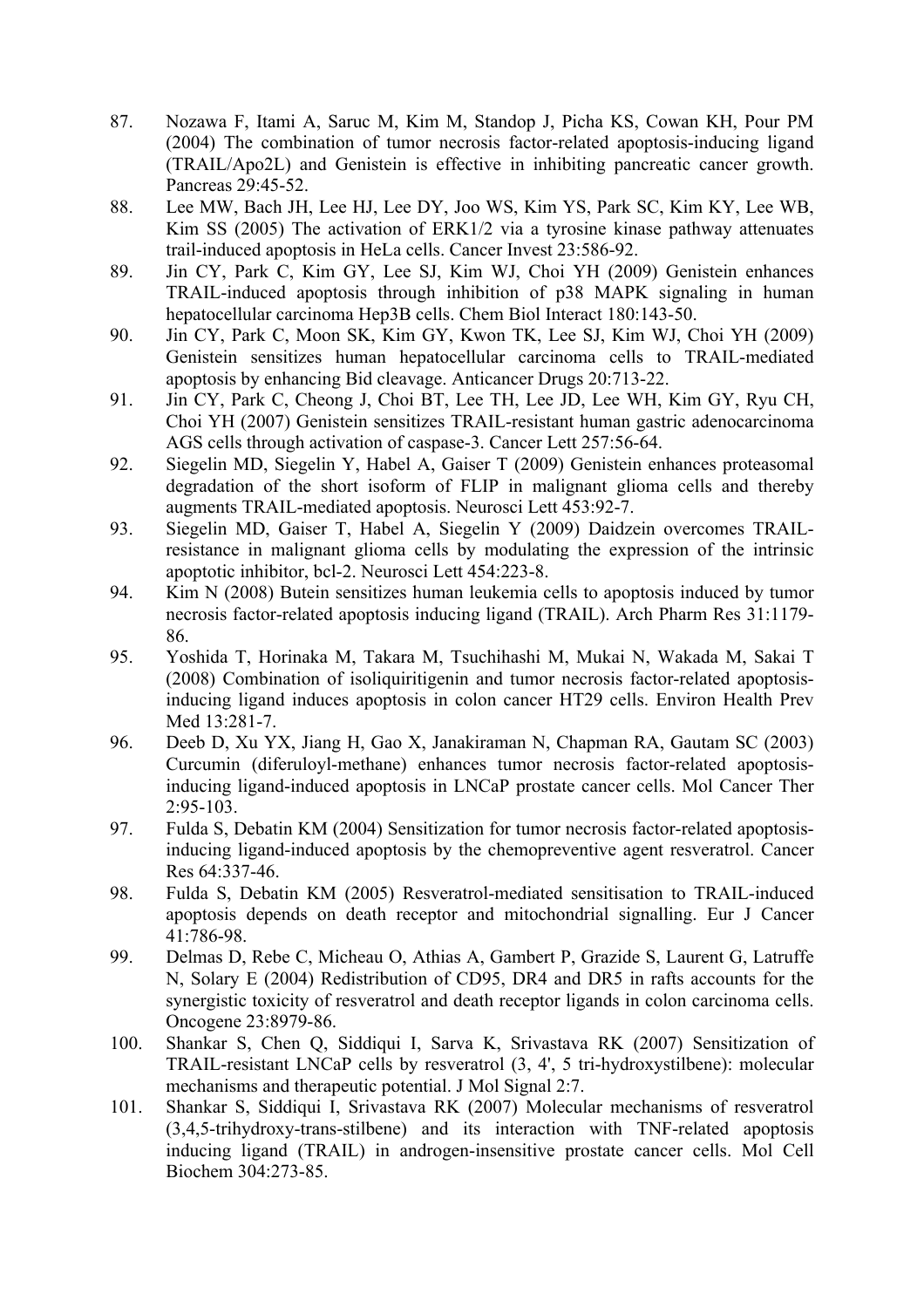87. Nozawa F, Itami A, Saruc M, Kim M, Standop J, Picha KS, Cowan KH, Pour PM (2004) The combination of tumor necrosis factor-related apoptosis-inducing ligand (TRAIL/Apo2L) and Genistein is effective in inhibiting pancreatic cancer growth. Pancreas 29:45-52.
88. Lee MW, Bach JH, Lee HJ, Lee DY, Joo WS, Kim YS, Park SC, Kim KY, Lee WB, Kim SS (2005) The activation of ERK1/2 via a tyrosine kinase pathway attenuates trail-induced apoptosis in HeLa cells. Cancer Invest 23:586-92.
89. Jin CY, Park C, Kim GY, Lee SJ, Kim WJ, Choi YH (2009) Genistein enhances TRAIL-induced apoptosis through inhibition of p38 MAPK signaling in human hepatocellular carcinoma Hep3B cells. Chem Biol Interact 180:143-50.
90. Jin CY, Park C, Moon SK, Kim GY, Kwon TK, Lee SJ, Kim WJ, Choi YH (2009) Genistein sensitizes human hepatocellular carcinoma cells to TRAIL-mediated apoptosis by enhancing Bid cleavage. Anticancer Drugs 20:713-22.
91. Jin CY, Park C, Cheong J, Choi BT, Lee TH, Lee JD, Lee WH, Kim GY, Ryu CH, Choi YH (2007) Genistein sensitizes TRAIL-resistant human gastric adenocarcinoma AGS cells through activation of caspase-3. Cancer Lett 257:56-64.
92. Siegelin MD, Siegelin Y, Habel A, Gaiser T (2009) Genistein enhances proteasomal degradation of the short isoform of FLIP in malignant glioma cells and thereby augments TRAIL-mediated apoptosis. Neurosci Lett 453:92-7.
93. Siegelin MD, Gaiser T, Habel A, Siegelin Y (2009) Daidzein overcomes TRAIL-resistance in malignant glioma cells by modulating the expression of the intrinsic apoptotic inhibitor, bcl-2. Neurosci Lett 454:223-8.
94. Kim N (2008) Butein sensitizes human leukemia cells to apoptosis induced by tumor necrosis factor-related apoptosis inducing ligand (TRAIL). Arch Pharm Res 31:1179-86.
95. Yoshida T, Horinaka M, Takara M, Tsuchihashi M, Mukai N, Wakada M, Sakai T (2008) Combination of isoliquiritigenin and tumor necrosis factor-related apoptosis-inducing ligand induces apoptosis in colon cancer HT29 cells. Environ Health Prev Med 13:281-7.
96. Deeb D, Xu YX, Jiang H, Gao X, Janakiraman N, Chapman RA, Gautam SC (2003) Curcumin (diferuloyl-methane) enhances tumor necrosis factor-related apoptosis-inducing ligand-induced apoptosis in LNCaP prostate cancer cells. Mol Cancer Ther 2:95-103.
97. Fulda S, Debatin KM (2004) Sensitization for tumor necrosis factor-related apoptosis-inducing ligand-induced apoptosis by the chemopreventive agent resveratrol. Cancer Res 64:337-46.
98. Fulda S, Debatin KM (2005) Resveratrol-mediated sensitisation to TRAIL-induced apoptosis depends on death receptor and mitochondrial signalling. Eur J Cancer 41:786-98.
99. Delmas D, Rebe C, Micheau O, Athias A, Gambert P, Grazide S, Laurent G, Latruffe N, Solary E (2004) Redistribution of CD95, DR4 and DR5 in rafts accounts for the synergistic toxicity of resveratrol and death receptor ligands in colon carcinoma cells. Oncogene 23:8979-86.
100. Shankar S, Chen Q, Siddiqui I, Sarva K, Srivastava RK (2007) Sensitization of TRAIL-resistant LNCaP cells by resveratrol (3, 4', 5 tri-hydroxystilbene): molecular mechanisms and therapeutic potential. J Mol Signal 2:7.
101. Shankar S, Siddiqui I, Srivastava RK (2007) Molecular mechanisms of resveratrol (3,4,5-trihydroxy-trans-stilbene) and its interaction with TNF-related apoptosis inducing ligand (TRAIL) in androgen-insensitive prostate cancer cells. Mol Cell Biochem 304:273-85.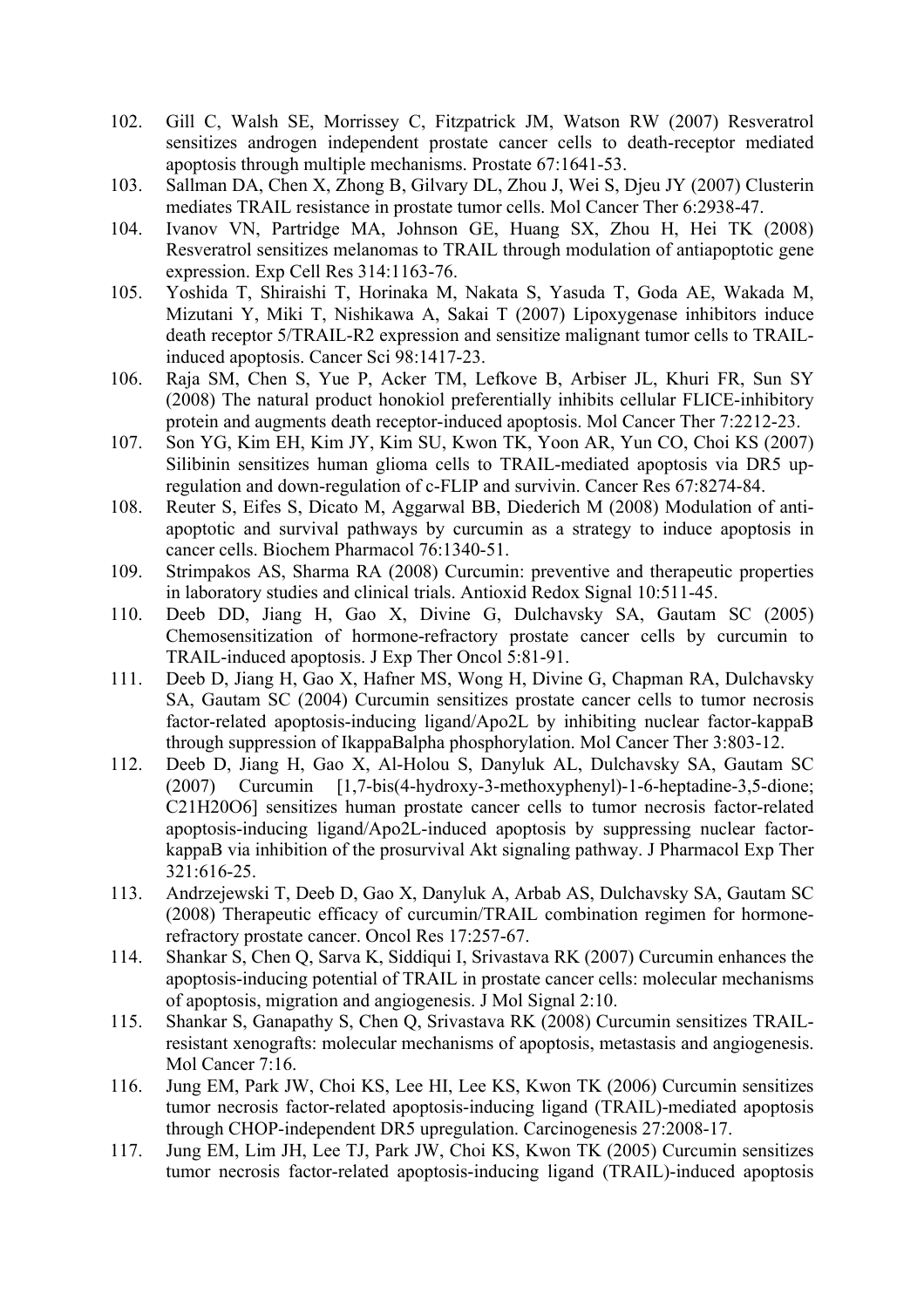102. Gill C, Walsh SE, Morrissey C, Fitzpatrick JM, Watson RW (2007) Resveratrol sensitizes androgen independent prostate cancer cells to death-receptor mediated apoptosis through multiple mechanisms. Prostate 67:1641-53.
103. Sallman DA, Chen X, Zhong B, Gilvary DL, Zhou J, Wei S, Djeu JY (2007) Clusterin mediates TRAIL resistance in prostate tumor cells. Mol Cancer Ther 6:2938-47.
104. Ivanov VN, Partridge MA, Johnson GE, Huang SX, Zhou H, Hei TK (2008) Resveratrol sensitizes melanomas to TRAIL through modulation of antiapoptotic gene expression. Exp Cell Res 314:1163-76.
105. Yoshida T, Shiraishi T, Horinaka M, Nakata S, Yasuda T, Goda AE, Wakada M, Mizutani Y, Miki T, Nishikawa A, Sakai T (2007) Lipoxygenase inhibitors induce death receptor 5/TRAIL-R2 expression and sensitize malignant tumor cells to TRAIL-induced apoptosis. Cancer Sci 98:1417-23.
106. Raja SM, Chen S, Yue P, Acker TM, Lefkove B, Arbiser JL, Khuri FR, Sun SY (2008) The natural product honokiol preferentially inhibits cellular FLICE-inhibitory protein and augments death receptor-induced apoptosis. Mol Cancer Ther 7:2212-23.
107. Son YG, Kim EH, Kim JY, Kim SU, Kwon TK, Yoon AR, Yun CO, Choi KS (2007) Silibinin sensitizes human glioma cells to TRAIL-mediated apoptosis via DR5 up-regulation and down-regulation of c-FLIP and survivin. Cancer Res 67:8274-84.
108. Reuter S, Eifes S, Dicato M, Aggarwal BB, Diederich M (2008) Modulation of anti-apoptotic and survival pathways by curcumin as a strategy to induce apoptosis in cancer cells. Biochem Pharmacol 76:1340-51.
109. Strimpakos AS, Sharma RA (2008) Curcumin: preventive and therapeutic properties in laboratory studies and clinical trials. Antioxid Redox Signal 10:511-45.
110. Deeb DD, Jiang H, Gao X, Divine G, Dulchavsky SA, Gautam SC (2005) Chemosensitization of hormone-refractory prostate cancer cells by curcumin to TRAIL-induced apoptosis. J Exp Ther Oncol 5:81-91.
111. Deeb D, Jiang H, Gao X, Hafner MS, Wong H, Divine G, Chapman RA, Dulchavsky SA, Gautam SC (2004) Curcumin sensitizes prostate cancer cells to tumor necrosis factor-related apoptosis-inducing ligand/Apo2L by inhibiting nuclear factor-kappaB through suppression of IkappaBalpha phosphorylation. Mol Cancer Ther 3:803-12.
112. Deeb D, Jiang H, Gao X, Al-Holou S, Danyluk AL, Dulchavsky SA, Gautam SC (2007) Curcumin [1,7-bis(4-hydroxy-3-methoxyphenyl)-1-6-heptadine-3,5-dione; $C_{21}H_{20}O_6$] sensitizes human prostate cancer cells to tumor necrosis factor-related apoptosis-inducing ligand/Apo2L-induced apoptosis by suppressing nuclear factor-kappaB via inhibition of the prosurvival Akt signaling pathway. J Pharmacol Exp Ther 321:616-25.
113. Andrzejewski T, Deeb D, Gao X, Danyluk A, Arbab AS, Dulchavsky SA, Gautam SC (2008) Therapeutic efficacy of curcumin/TRAIL combination regimen for hormone-refractory prostate cancer. Oncol Res 17:257-67.
114. Shankar S, Chen Q, Sarva K, Siddiqui I, Srivastava RK (2007) Curcumin enhances the apoptosis-inducing potential of TRAIL in prostate cancer cells: molecular mechanisms of apoptosis, migration and angiogenesis. J Mol Signal 2:10.
115. Shankar S, Ganapathy S, Chen Q, Srivastava RK (2008) Curcumin sensitizes TRAIL-resistant xenografts: molecular mechanisms of apoptosis, metastasis and angiogenesis. Mol Cancer 7:16.
116. Jung EM, Park JW, Choi KS, Lee HI, Lee KS, Kwon TK (2006) Curcumin sensitizes tumor necrosis factor-related apoptosis-inducing ligand (TRAIL)-mediated apoptosis through CHOP-independent DR5 upregulation. Carcinogenesis 27:2008-17.
117. Jung EM, Lim JH, Lee TJ, Park JW, Choi KS, Kwon TK (2005) Curcumin sensitizes tumor necrosis factor-related apoptosis-inducing ligand (TRAIL)-induced apoptosis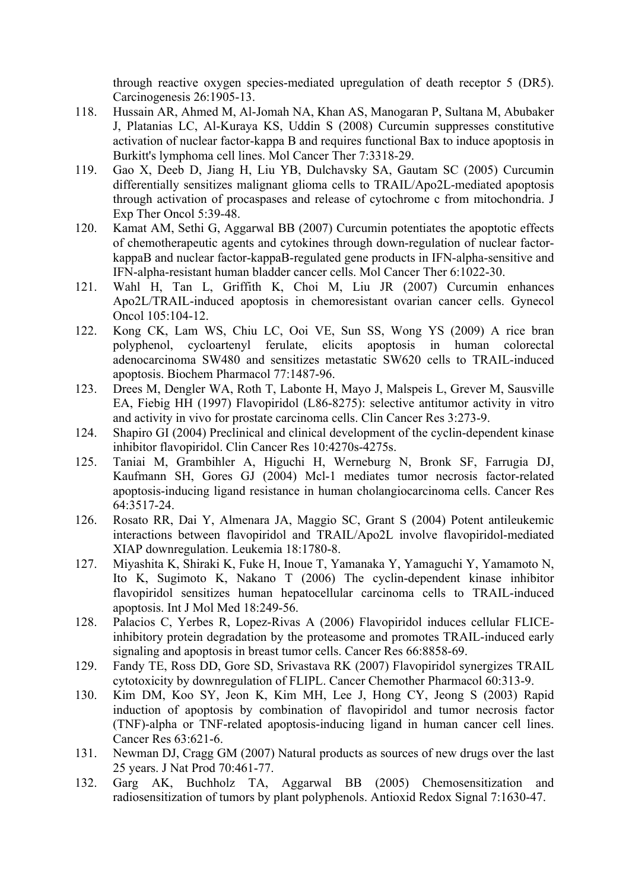through reactive oxygen species-mediated upregulation of death receptor 5 (DR5). Carcinogenesis 26:1905-13.

118. Hussain AR, Ahmed M, Al-Jomah NA, Khan AS, Manogaran P, Sultana M, Abubaker J, Platanias LC, Al-Kuraya KS, Uddin S (2008) Curcumin suppresses constitutive activation of nuclear factor-kappa B and requires functional Bax to induce apoptosis in Burkitt's lymphoma cell lines. Mol Cancer Ther 7:3318-29.
119. Gao X, Deeb D, Jiang H, Liu YB, Dulchavsky SA, Gautam SC (2005) Curcumin differentially sensitizes malignant glioma cells to TRAIL/Apo2L-mediated apoptosis through activation of procaspases and release of cytochrome c from mitochondria. J Exp Ther Oncol 5:39-48.
120. Kamat AM, Sethi G, Aggarwal BB (2007) Curcumin potentiates the apoptotic effects of chemotherapeutic agents and cytokines through down-regulation of nuclear factor-kappaB and nuclear factor-kappaB-regulated gene products in IFN-alpha-sensitive and IFN-alpha-resistant human bladder cancer cells. Mol Cancer Ther 6:1022-30.
121. Wahl H, Tan L, Griffith K, Choi M, Liu JR (2007) Curcumin enhances Apo2L/TRAIL-induced apoptosis in chemoresistant ovarian cancer cells. Gynecol Oncol 105:104-12.
122. Kong CK, Lam WS, Chiu LC, Ooi VE, Sun SS, Wong YS (2009) A rice bran polyphenol, cycloartenyl ferulate, elicits apoptosis in human colorectal adenocarcinoma SW480 and sensitizes metastatic SW620 cells to TRAIL-induced apoptosis. Biochem Pharmacol 77:1487-96.
123. Drees M, Dengler WA, Roth T, Labonte H, Mayo J, Malspeis L, Grever M, Sausville EA, Fiebig HH (1997) Flavopiridol (L86-8275): selective antitumor activity in vitro and activity in vivo for prostate carcinoma cells. Clin Cancer Res 3:273-9.
124. Shapiro GI (2004) Preclinical and clinical development of the cyclin-dependent kinase inhibitor flavopiridol. Clin Cancer Res 10:4270s-4275s.
125. Taniai M, Grambihler A, Higuchi H, Werneburg N, Bronk SF, Farrugia DJ, Kaufmann SH, Gores GJ (2004) Mcl-1 mediates tumor necrosis factor-related apoptosis-inducing ligand resistance in human cholangiocarcinoma cells. Cancer Res 64:3517-24.
126. Rosato RR, Dai Y, Almenara JA, Maggio SC, Grant S (2004) Potent antileukemic interactions between flavopiridol and TRAIL/Apo2L involve flavopiridol-mediated XIAP downregulation. Leukemia 18:1780-8.
127. Miyashita K, Shiraki K, Fuke H, Inoue T, Yamanaka Y, Yamaguchi Y, Yamamoto N, Ito K, Sugimoto K, Nakano T (2006) The cyclin-dependent kinase inhibitor flavopiridol sensitizes human hepatocellular carcinoma cells to TRAIL-induced apoptosis. Int J Mol Med 18:249-56.
128. Palacios C, Yerbes R, Lopez-Rivas A (2006) Flavopiridol induces cellular FLICE-inhibitory protein degradation by the proteasome and promotes TRAIL-induced early signaling and apoptosis in breast tumor cells. Cancer Res 66:8858-69.
129. Fandy TE, Ross DD, Gore SD, Srivastava RK (2007) Flavopiridol synergizes TRAIL cytotoxicity by downregulation of FLIPL. Cancer Chemother Pharmacol 60:313-9.
130. Kim DM, Koo SY, Jeon K, Kim MH, Lee J, Hong CY, Jeong S (2003) Rapid induction of apoptosis by combination of flavopiridol and tumor necrosis factor (TNF)-alpha or TNF-related apoptosis-inducing ligand in human cancer cell lines. Cancer Res 63:621-6.
131. Newman DJ, Cragg GM (2007) Natural products as sources of new drugs over the last 25 years. J Nat Prod 70:461-77.
132. Garg AK, Buchholz TA, Aggarwal BB (2005) Chemosensitization and radiosensitization of tumors by plant polyphenols. Antioxid Redox Signal 7:1630-47.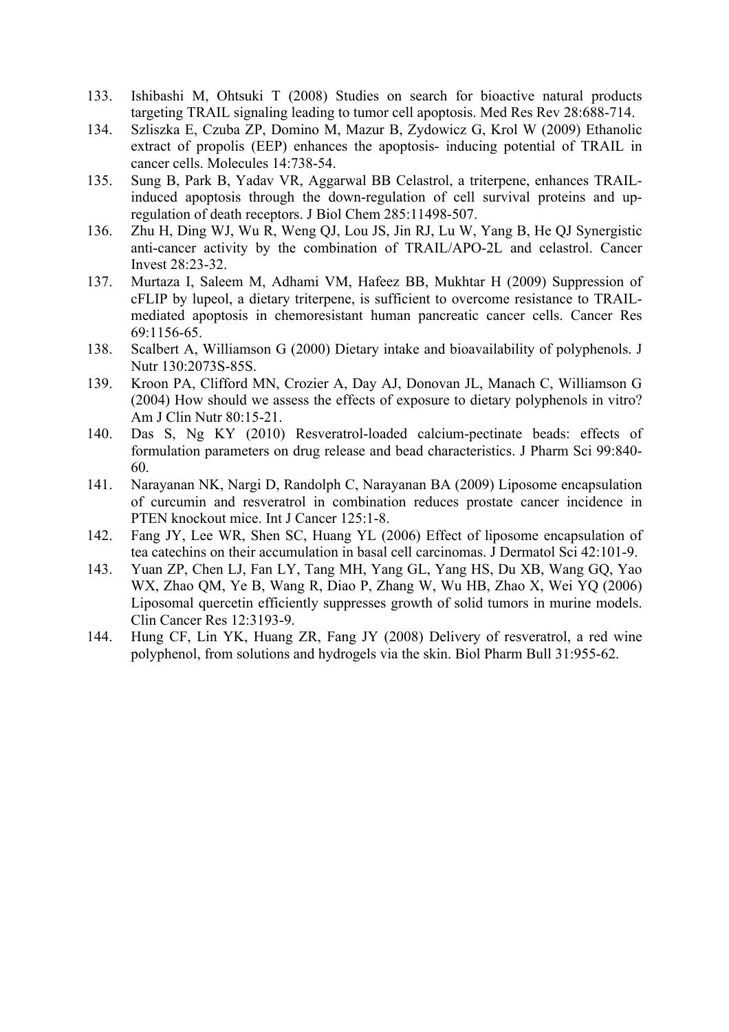133. Ishibashi M, Ohtsuki T (2008) Studies on search for bioactive natural products targeting TRAIL signaling leading to tumor cell apoptosis. Med Res Rev 28:688-714.
134. Szliszka E, Czuba ZP, Domino M, Mazur B, Zydowicz G, Krol W (2009) Ethanolic extract of propolis (EEP) enhances the apoptosis- inducing potential of TRAIL in cancer cells. Molecules 14:738-54.
135. Sung B, Park B, Yadav VR, Aggarwal BB Celastrol, a triterpene, enhances TRAIL-induced apoptosis through the down-regulation of cell survival proteins and up-regulation of death receptors. J Biol Chem 285:11498-507.
136. Zhu H, Ding WJ, Wu R, Weng QJ, Lou JS, Jin RJ, Lu W, Yang B, He QJ Synergistic anti-cancer activity by the combination of TRAIL/APO-2L and celastrol. Cancer Invest 28:23-32.
137. Murtaza I, Saleem M, Adhami VM, Hafeez BB, Mukhtar H (2009) Suppression of cFLIP by lupeol, a dietary triterpene, is sufficient to overcome resistance to TRAIL-mediated apoptosis in chemoresistant human pancreatic cancer cells. Cancer Res 69:1156-65.
138. Scalbert A, Williamson G (2000) Dietary intake and bioavailability of polyphenols. J Nutr 130:2073S-85S.
139. Kroon PA, Clifford MN, Crozier A, Day AJ, Donovan JL, Manach C, Williamson G (2004) How should we assess the effects of exposure to dietary polyphenols in vitro? Am J Clin Nutr 80:15-21.
140. Das S, Ng KY (2010) Resveratrol-loaded calcium-pectinate beads: effects of formulation parameters on drug release and bead characteristics. J Pharm Sci 99:840-60.
141. Narayanan NK, Nargi D, Randolph C, Narayanan BA (2009) Liposome encapsulation of curcumin and resveratrol in combination reduces prostate cancer incidence in PTEN knockout mice. Int J Cancer 125:1-8.
142. Fang JY, Lee WR, Shen SC, Huang YL (2006) Effect of liposome encapsulation of tea catechins on their accumulation in basal cell carcinomas. J Dermatol Sci 42:101-9.
143. Yuan ZP, Chen LJ, Fan LY, Tang MH, Yang GL, Yang HS, Du XB, Wang GQ, Yao WX, Zhao QM, Ye B, Wang R, Diao P, Zhang W, Wu HB, Zhao X, Wei YQ (2006) Liposomal quercetin efficiently suppresses growth of solid tumors in murine models. Clin Cancer Res 12:3193-9.
144. Hung CF, Lin YK, Huang ZR, Fang JY (2008) Delivery of resveratrol, a red wine polyphenol, from solutions and hydrogels via the skin. Biol Pharm Bull 31:955-62.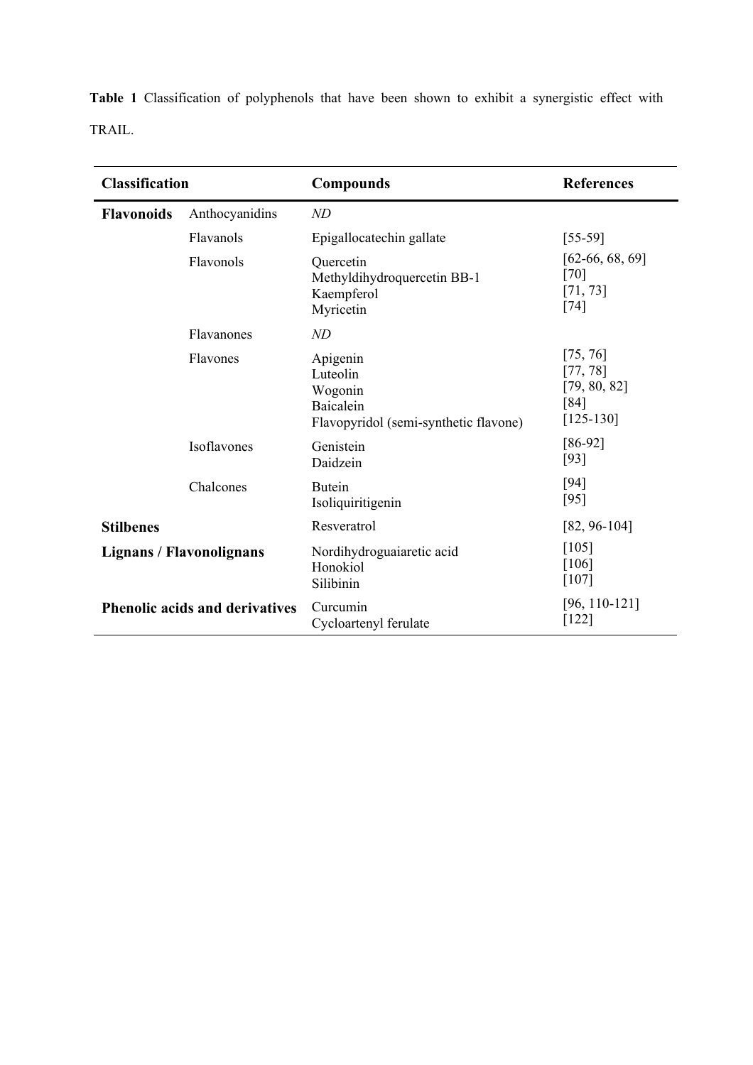**Table 1** Classification of polyphenols that have been shown to exhibit a synergistic effect with TRAIL.

| Classification | | Compounds | References |
|---|---|---|---|
| **Flavonoids** | Anthocyanidins | *ND* | |
| | Flavanols | Epigallocatechin gallate | [55-59] |
| | Flavonols | Quercetin<br>Methyldihydroquercetin BB-1<br>Kaempferol<br>Myricetin | [62-66, 68, 69]<br>[70]<br>[71, 73]<br>[74] |
| | Flavanones | *ND* | |
| | Flavones | Apigenin<br>Luteolin<br>Wogonin<br>Baicalein<br>Flavopyridol (semi-synthetic flavone) | [75, 76]<br>[77, 78]<br>[79, 80, 82]<br>[84]<br>[125-130] |
| | Isoflavones | Genistein<br>Daidzein | [86-92]<br>[93] |
| | Chalcones | Butein<br>Isoliquiritigenin | [94]<br>[95] |
| **Stilbenes** | | Resveratrol | [82, 96-104] |
| **Lignans / Flavonolignans** | | Nordihydroguaiaretic acid<br>Honokiol<br>Silibinin | [105]<br>[106]<br>[107] |
| **Phenolic acids and derivatives** | | Curcumin<br>Cycloartenyl ferulate | [96, 110-121]<br>[122] |